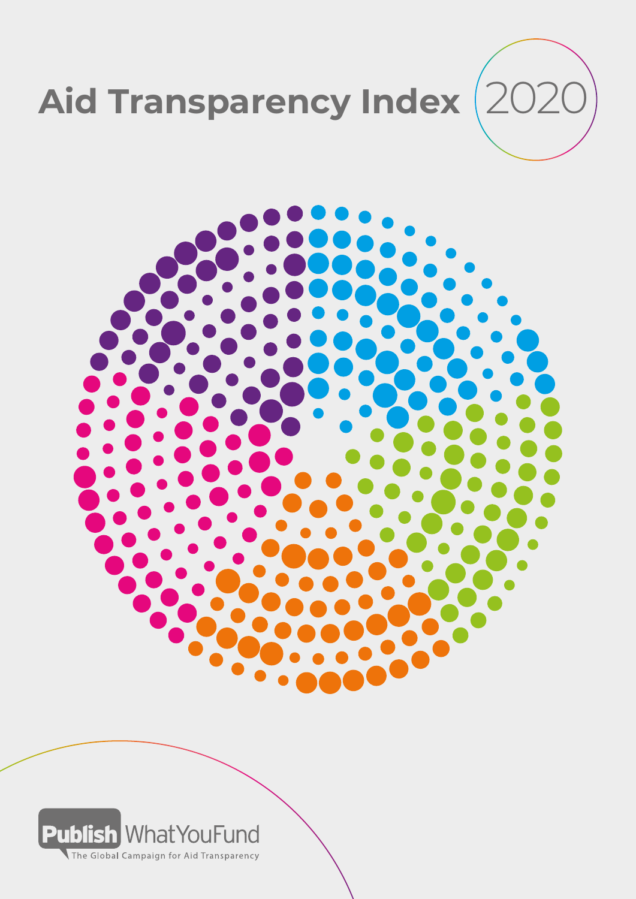# Aid Transparency Index 2020

Publish WhatYouFund

The Global Campaign for Aid Transparency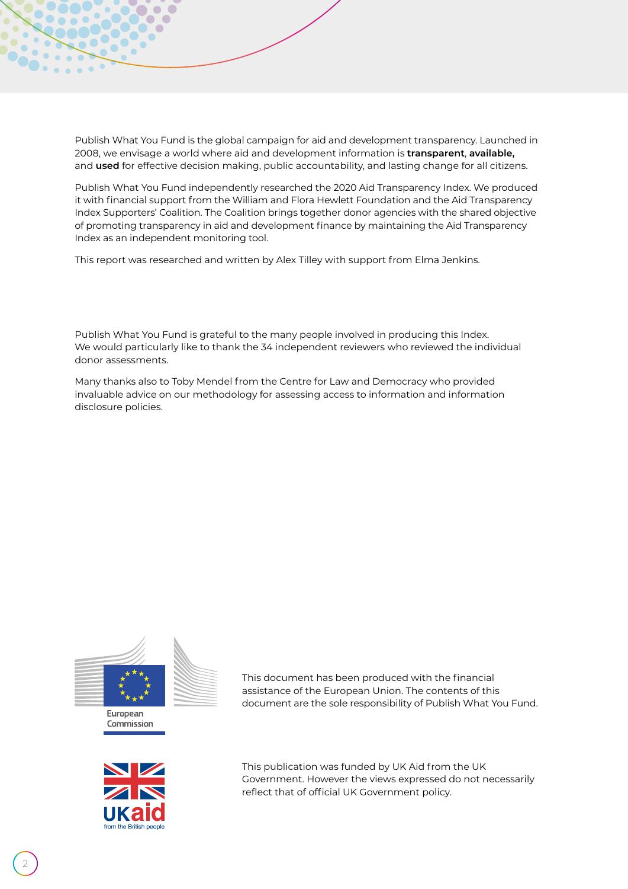Publish What You Fund is the global campaign for aid and development transparency. Launched in 2008, we envisage a world where aid and development information is **transparent**, **available,** and **used** for effective decision making, public accountability, and lasting change for all citizens.

Publish What You Fund independently researched the 2020 Aid Transparency Index. We produced it with financial support from the William and Flora Hewlett Foundation and the Aid Transparency Index Supporters' Coalition. The Coalition brings together donor agencies with the shared objective of promoting transparency in aid and development finance by maintaining the Aid Transparency Index as an independent monitoring tool.

This report was researched and written by Alex Tilley with support from Elma Jenkins.

Publish What You Fund is grateful to the many people involved in producing this Index. We would particularly like to thank the 34 independent reviewers who reviewed the individual donor assessments.

Many thanks also to Toby Mendel from the Centre for Law and Democracy who provided invaluable advice on our methodology for assessing access to information and information disclosure policies.

European Commission

This document has been produced with the financial assistance of the European Union. The contents of this document are the sole responsibility of Publish What You Fund.

UKaid from the British people

This publication was funded by UK Aid from the UK Government. However the views expressed do not necessarily reflect that of official UK Government policy.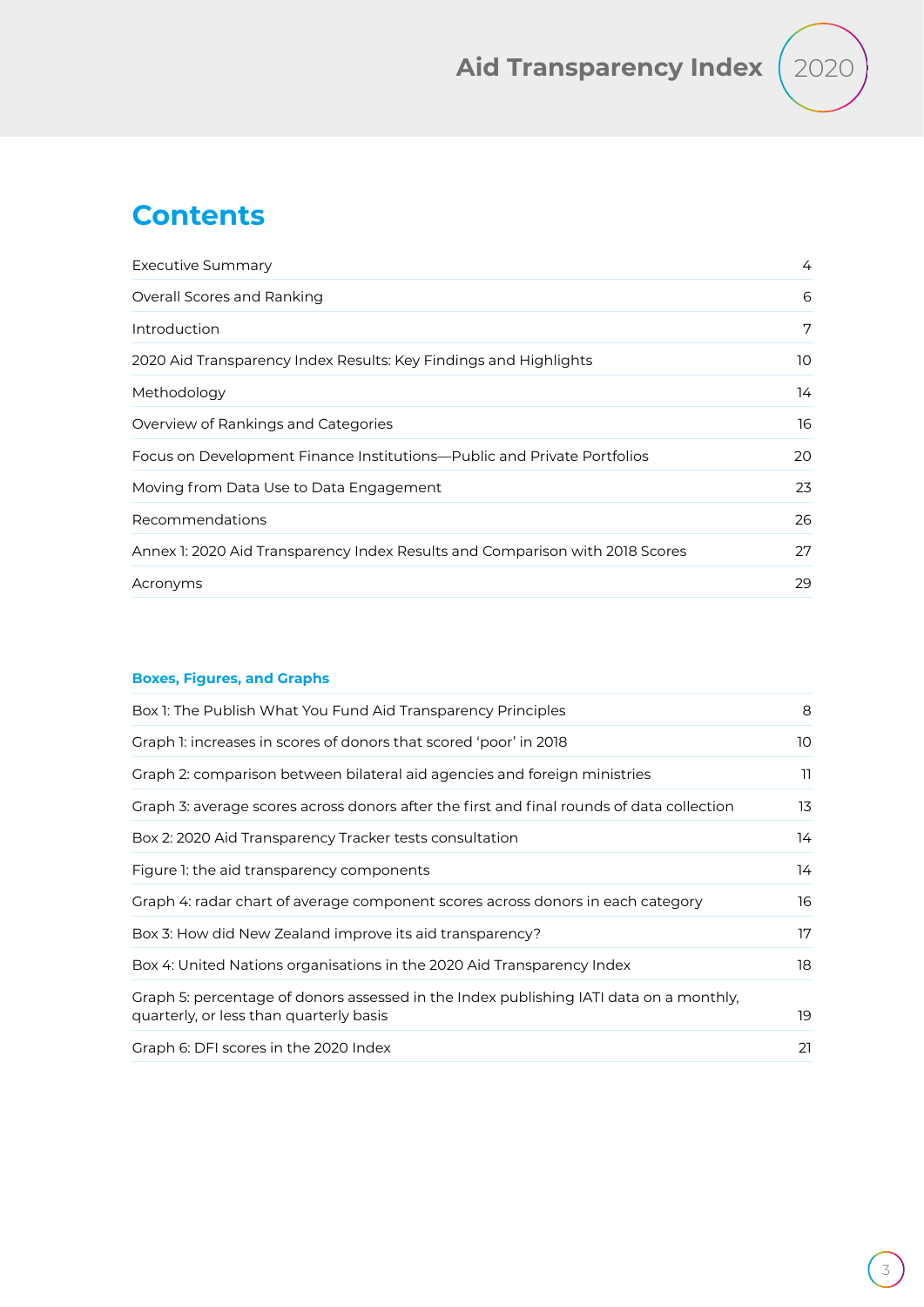# Contents

| | |
|---|---|
| Executive Summary | 4 |
| Overall Scores and Ranking | 6 |
| Introduction | 7 |
| 2020 Aid Transparency Index Results: Key Findings and Highlights | 10 |
| Methodology | 14 |
| Overview of Rankings and Categories | 16 |
| Focus on Development Finance Institutions—Public and Private Portfolios | 20 |
| Moving from Data Use to Data Engagement | 23 |
| Recommendations | 26 |
| Annex 1: 2020 Aid Transparency Index Results and Comparison with 2018 Scores | 27 |
| Acronyms | 29 |

### Boxes, Figures, and Graphs

| | |
|---|---|
| Box 1: The Publish What You Fund Aid Transparency Principles | 8 |
| Graph 1: increases in scores of donors that scored ‘poor’ in 2018 | 10 |
| Graph 2: comparison between bilateral aid agencies and foreign ministries | 11 |
| Graph 3: average scores across donors after the first and final rounds of data collection | 13 |
| Box 2: 2020 Aid Transparency Tracker tests consultation | 14 |
| Figure 1: the aid transparency components | 14 |
| Graph 4: radar chart of average component scores across donors in each category | 16 |
| Box 3: How did New Zealand improve its aid transparency? | 17 |
| Box 4: United Nations organisations in the 2020 Aid Transparency Index | 18 |
| Graph 5: percentage of donors assessed in the Index publishing IATI data on a monthly, quarterly, or less than quarterly basis | 19 |
| Graph 6: DFI scores in the 2020 Index | 21 |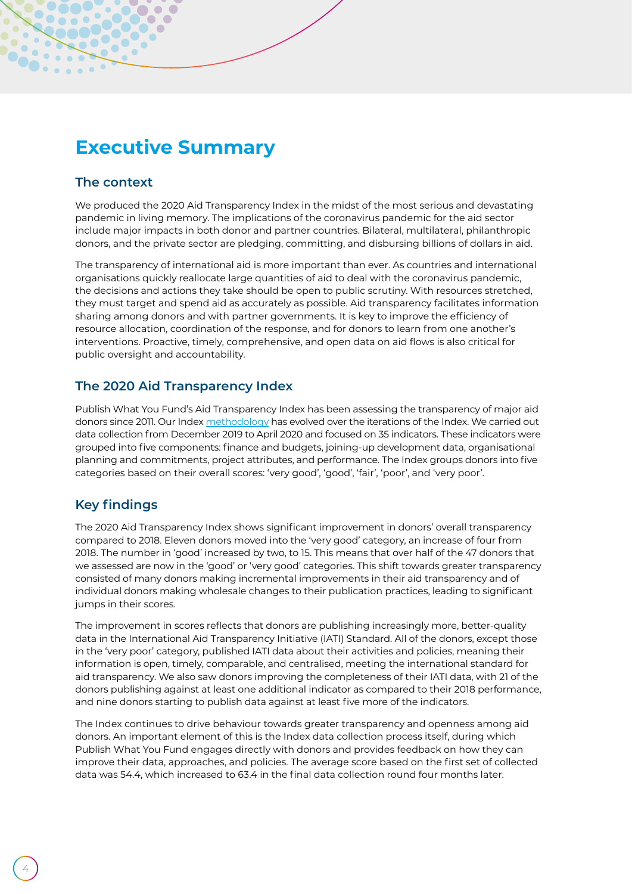# Executive Summary

## The context

We produced the 2020 Aid Transparency Index in the midst of the most serious and devastating pandemic in living memory. The implications of the coronavirus pandemic for the aid sector include major impacts in both donor and partner countries. Bilateral, multilateral, philanthropic donors, and the private sector are pledging, committing, and disbursing billions of dollars in aid.

The transparency of international aid is more important than ever. As countries and international organisations quickly reallocate large quantities of aid to deal with the coronavirus pandemic, the decisions and actions they take should be open to public scrutiny. With resources stretched, they must target and spend aid as accurately as possible. Aid transparency facilitates information sharing among donors and with partner governments. It is key to improve the efficiency of resource allocation, coordination of the response, and for donors to learn from one another's interventions. Proactive, timely, comprehensive, and open data on aid flows is also critical for public oversight and accountability.

## The 2020 Aid Transparency Index

Publish What You Fund's Aid Transparency Index has been assessing the transparency of major aid donors since 2011. Our Index methodology has evolved over the iterations of the Index. We carried out data collection from December 2019 to April 2020 and focused on 35 indicators. These indicators were grouped into five components: finance and budgets, joining-up development data, organisational planning and commitments, project attributes, and performance. The Index groups donors into five categories based on their overall scores: 'very good', 'good', 'fair', 'poor', and 'very poor'.

## Key findings

The 2020 Aid Transparency Index shows significant improvement in donors' overall transparency compared to 2018. Eleven donors moved into the 'very good' category, an increase of four from 2018. The number in 'good' increased by two, to 15. This means that over half of the 47 donors that we assessed are now in the 'good' or 'very good' categories. This shift towards greater transparency consisted of many donors making incremental improvements in their aid transparency and of individual donors making wholesale changes to their publication practices, leading to significant jumps in their scores.

The improvement in scores reflects that donors are publishing increasingly more, better-quality data in the International Aid Transparency Initiative (IATI) Standard. All of the donors, except those in the 'very poor' category, published IATI data about their activities and policies, meaning their information is open, timely, comparable, and centralised, meeting the international standard for aid transparency. We also saw donors improving the completeness of their IATI data, with 21 of the donors publishing against at least one additional indicator as compared to their 2018 performance, and nine donors starting to publish data against at least five more of the indicators.

The Index continues to drive behaviour towards greater transparency and openness among aid donors. An important element of this is the Index data collection process itself, during which Publish What You Fund engages directly with donors and provides feedback on how they can improve their data, approaches, and policies. The average score based on the first set of collected data was 54.4, which increased to 63.4 in the final data collection round four months later.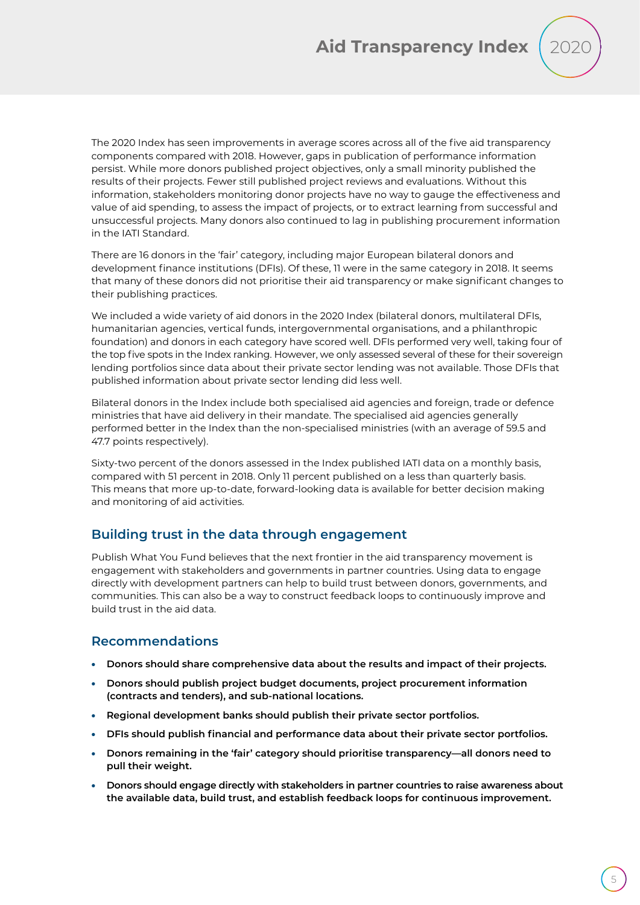The 2020 Index has seen improvements in average scores across all of the five aid transparency components compared with 2018. However, gaps in publication of performance information persist. While more donors published project objectives, only a small minority published the results of their projects. Fewer still published project reviews and evaluations. Without this information, stakeholders monitoring donor projects have no way to gauge the effectiveness and value of aid spending, to assess the impact of projects, or to extract learning from successful and unsuccessful projects. Many donors also continued to lag in publishing procurement information in the IATI Standard.

There are 16 donors in the 'fair' category, including major European bilateral donors and development finance institutions (DFIs). Of these, 11 were in the same category in 2018. It seems that many of these donors did not prioritise their aid transparency or make significant changes to their publishing practices.

We included a wide variety of aid donors in the 2020 Index (bilateral donors, multilateral DFIs, humanitarian agencies, vertical funds, intergovernmental organisations, and a philanthropic foundation) and donors in each category have scored well. DFIs performed very well, taking four of the top five spots in the Index ranking. However, we only assessed several of these for their sovereign lending portfolios since data about their private sector lending was not available. Those DFIs that published information about private sector lending did less well.

Bilateral donors in the Index include both specialised aid agencies and foreign, trade or defence ministries that have aid delivery in their mandate. The specialised aid agencies generally performed better in the Index than the non-specialised ministries (with an average of 59.5 and 47.7 points respectively).

Sixty-two percent of the donors assessed in the Index published IATI data on a monthly basis, compared with 51 percent in 2018. Only 11 percent published on a less than quarterly basis. This means that more up-to-date, forward-looking data is available for better decision making and monitoring of aid activities.

## Building trust in the data through engagement

Publish What You Fund believes that the next frontier in the aid transparency movement is engagement with stakeholders and governments in partner countries. Using data to engage directly with development partners can help to build trust between donors, governments, and communities. This can also be a way to construct feedback loops to continuously improve and build trust in the aid data.

## Recommendations

- **Donors should share comprehensive data about the results and impact of their projects.**
- **Donors should publish project budget documents, project procurement information (contracts and tenders), and sub-national locations.**
- **Regional development banks should publish their private sector portfolios.**
- **DFIs should publish financial and performance data about their private sector portfolios.**
- **Donors remaining in the 'fair' category should prioritise transparency—all donors need to pull their weight.**
- **Donors should engage directly with stakeholders in partner countries to raise awareness about the available data, build trust, and establish feedback loops for continuous improvement.**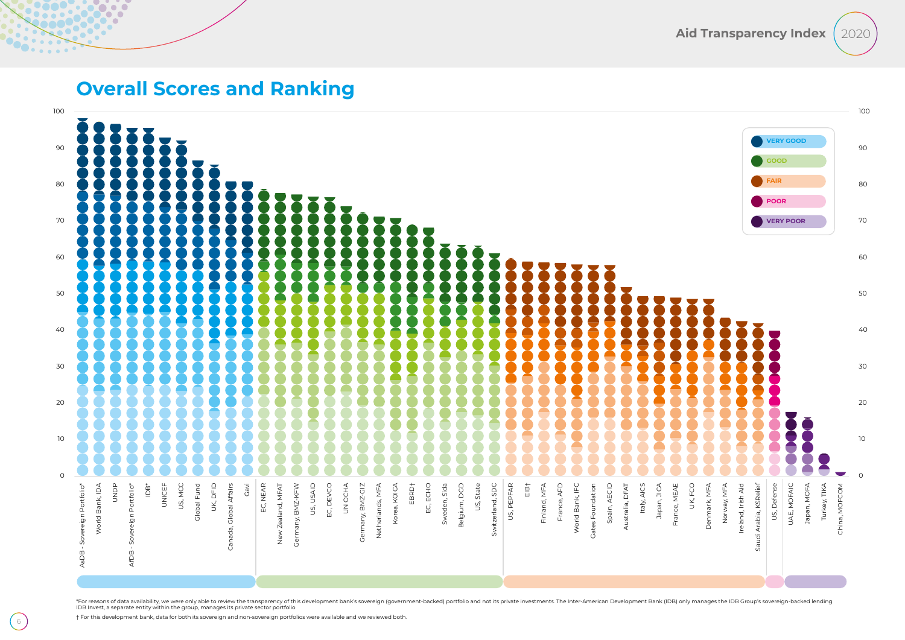# Overall Scores and Ranking

100 | 90 | 80 | 70 | 60 | 50 | 40 | 30 | 20 | 10 | 0

VERY GOOD
GOOD
FAIR
POOR
VERY POOR

AsDB - Sovereign Portfolio*, World Bank, IDA, UNDP, AfDB - Sovereign Portfolio*, IDB*, UNICEF, US, MCC, Global Fund, UK, DFID, Canada, Global Affairs, Gavi, EC, NEAR, New Zealand, MFAT, Germany, BMZ-KFW, US, USAID, EC, DEVCO, UN OCHA, Germany, BMZ-GIZ, Netherlands, MFA, Korea, KOICA, EBRD†, EC, ECHO, Sweden, Sida, Belgium, DGD, US, State, Switzerland, SDC, US, PEPFAR, EIB†, Finland, MFA, France, AFD, World Bank, IFC, Gates Foundation, Spain, AECID, Australia, DFAT, Italy, AICS, Japan, JICA, France, MEAE, UK, FCO, Denmark, MFA, Norway, MFA, Ireland, Irish Aid, Saudi Arabia, KSRelief, US, Defense, UAE, MOFAIC, Japan, MOFA, Turkey, TIKA, China, MOFCOM

*For reasons of data availability, we were only able to review the transparency of this development bank's sovereign (government-backed) portfolio and not its private investments. The Inter-American Development Bank (IDB) only manages the IDB Group's sovereign-backed lending. IDB Invest, a separate entity within the group, manages its private sector portfolio.

† For this development bank, data for both its sovereign and non-sovereign portfolios were available and we reviewed both.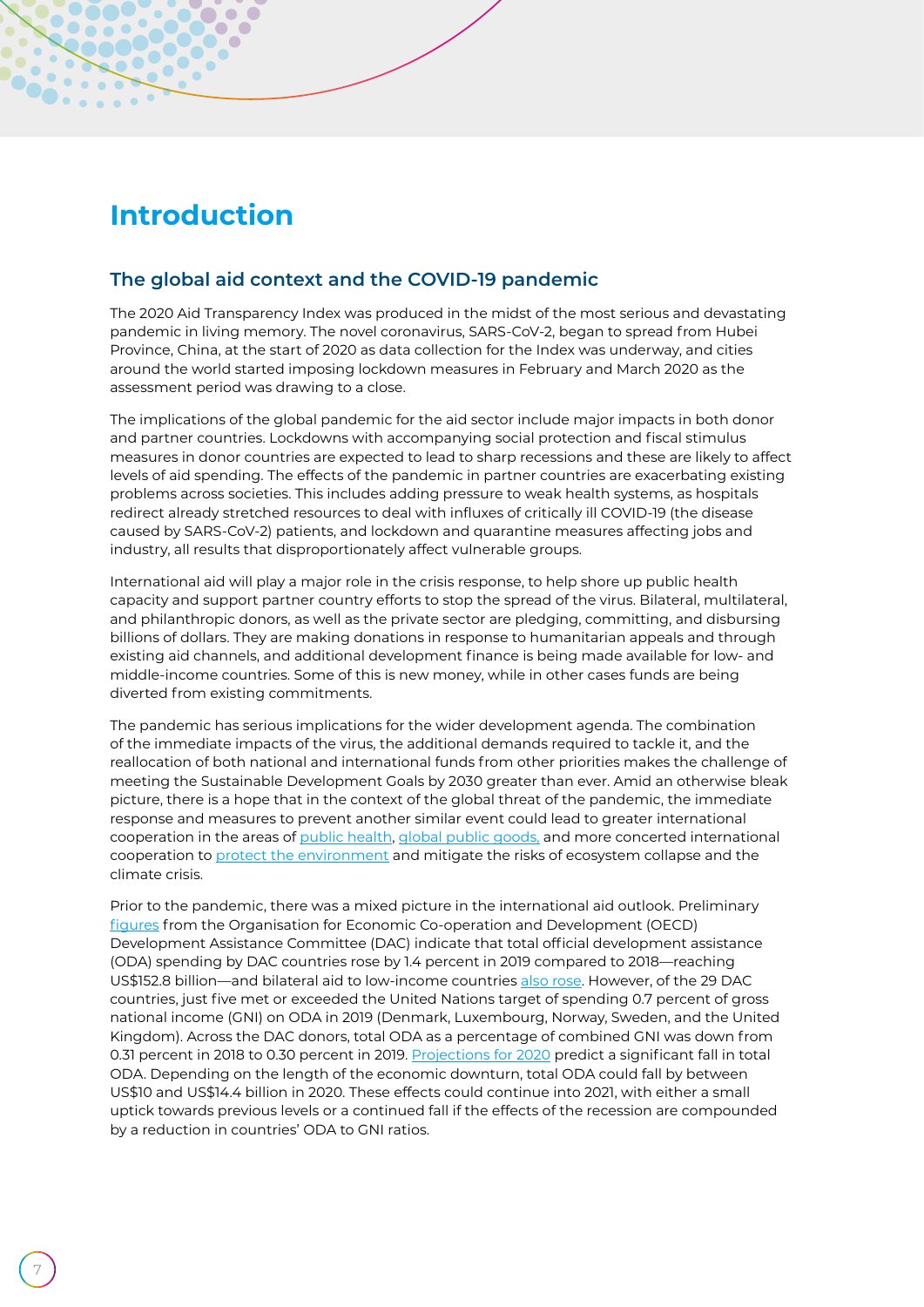# Introduction

## The global aid context and the COVID-19 pandemic

The 2020 Aid Transparency Index was produced in the midst of the most serious and devastating pandemic in living memory. The novel coronavirus, SARS-CoV-2, began to spread from Hubei Province, China, at the start of 2020 as data collection for the Index was underway, and cities around the world started imposing lockdown measures in February and March 2020 as the assessment period was drawing to a close.

The implications of the global pandemic for the aid sector include major impacts in both donor and partner countries. Lockdowns with accompanying social protection and fiscal stimulus measures in donor countries are expected to lead to sharp recessions and these are likely to affect levels of aid spending. The effects of the pandemic in partner countries are exacerbating existing problems across societies. This includes adding pressure to weak health systems, as hospitals redirect already stretched resources to deal with influxes of critically ill COVID-19 (the disease caused by SARS-CoV-2) patients, and lockdown and quarantine measures affecting jobs and industry, all results that disproportionately affect vulnerable groups.

International aid will play a major role in the crisis response, to help shore up public health capacity and support partner country efforts to stop the spread of the virus. Bilateral, multilateral, and philanthropic donors, as well as the private sector are pledging, committing, and disbursing billions of dollars. They are making donations in response to humanitarian appeals and through existing aid channels, and additional development finance is being made available for low- and middle-income countries. Some of this is new money, while in other cases funds are being diverted from existing commitments.

The pandemic has serious implications for the wider development agenda. The combination of the immediate impacts of the virus, the additional demands required to tackle it, and the reallocation of both national and international funds from other priorities makes the challenge of meeting the Sustainable Development Goals by 2030 greater than ever. Amid an otherwise bleak picture, there is a hope that in the context of the global threat of the pandemic, the immediate response and measures to prevent another similar event could lead to greater international cooperation in the areas of public health, global public goods, and more concerted international cooperation to protect the environment and mitigate the risks of ecosystem collapse and the climate crisis.

Prior to the pandemic, there was a mixed picture in the international aid outlook. Preliminary figures from the Organisation for Economic Co-operation and Development (OECD) Development Assistance Committee (DAC) indicate that total official development assistance (ODA) spending by DAC countries rose by 1.4 percent in 2019 compared to 2018—reaching US$152.8 billion—and bilateral aid to low-income countries also rose. However, of the 29 DAC countries, just five met or exceeded the United Nations target of spending 0.7 percent of gross national income (GNI) on ODA in 2019 (Denmark, Luxembourg, Norway, Sweden, and the United Kingdom). Across the DAC donors, total ODA as a percentage of combined GNI was down from 0.31 percent in 2018 to 0.30 percent in 2019. Projections for 2020 predict a significant fall in total ODA. Depending on the length of the economic downturn, total ODA could fall by between US$10 and US$14.4 billion in 2020. These effects could continue into 2021, with either a small uptick towards previous levels or a continued fall if the effects of the recession are compounded by a reduction in countries' ODA to GNI ratios.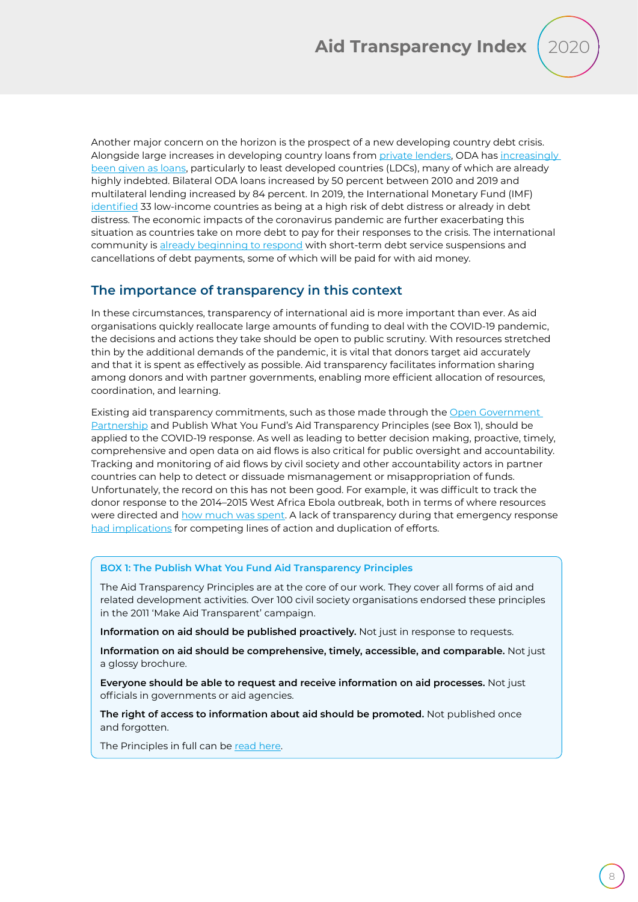Another major concern on the horizon is the prospect of a new developing country debt crisis. Alongside large increases in developing country loans from private lenders, ODA has increasingly been given as loans, particularly to least developed countries (LDCs), many of which are already highly indebted. Bilateral ODA loans increased by 50 percent between 2010 and 2019 and multilateral lending increased by 84 percent. In 2019, the International Monetary Fund (IMF) identified 33 low-income countries as being at a high risk of debt distress or already in debt distress. The economic impacts of the coronavirus pandemic are further exacerbating this situation as countries take on more debt to pay for their responses to the crisis. The international community is already beginning to respond with short-term debt service suspensions and cancellations of debt payments, some of which will be paid for with aid money.

## The importance of transparency in this context

In these circumstances, transparency of international aid is more important than ever. As aid organisations quickly reallocate large amounts of funding to deal with the COVID-19 pandemic, the decisions and actions they take should be open to public scrutiny. With resources stretched thin by the additional demands of the pandemic, it is vital that donors target aid accurately and that it is spent as effectively as possible. Aid transparency facilitates information sharing among donors and with partner governments, enabling more efficient allocation of resources, coordination, and learning.

Existing aid transparency commitments, such as those made through the Open Government Partnership and Publish What You Fund's Aid Transparency Principles (see Box 1), should be applied to the COVID-19 response. As well as leading to better decision making, proactive, timely, comprehensive and open data on aid flows is also critical for public oversight and accountability. Tracking and monitoring of aid flows by civil society and other accountability actors in partner countries can help to detect or dissuade mismanagement or misappropriation of funds. Unfortunately, the record on this has not been good. For example, it was difficult to track the donor response to the 2014–2015 West Africa Ebola outbreak, both in terms of where resources were directed and how much was spent. A lack of transparency during that emergency response had implications for competing lines of action and duplication of efforts.

### BOX 1: The Publish What You Fund Aid Transparency Principles

The Aid Transparency Principles are at the core of our work. They cover all forms of aid and related development activities. Over 100 civil society organisations endorsed these principles in the 2011 'Make Aid Transparent' campaign.

**Information on aid should be published proactively.** Not just in response to requests.

**Information on aid should be comprehensive, timely, accessible, and comparable.** Not just a glossy brochure.

**Everyone should be able to request and receive information on aid processes.** Not just officials in governments or aid agencies.

**The right of access to information about aid should be promoted.** Not published once and forgotten.

The Principles in full can be read here.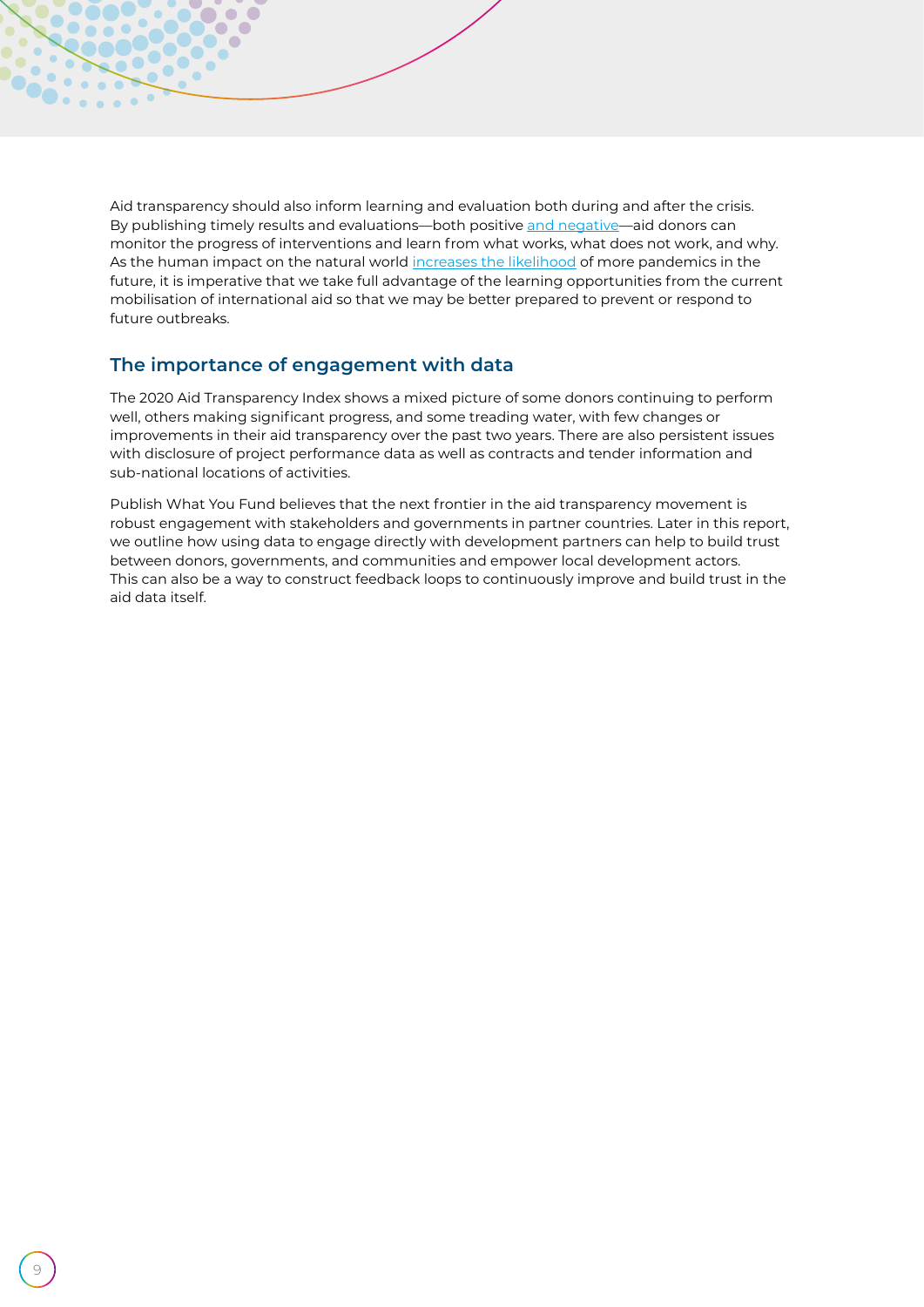Aid transparency should also inform learning and evaluation both during and after the crisis. By publishing timely results and evaluations—both positive and negative—aid donors can monitor the progress of interventions and learn from what works, what does not work, and why. As the human impact on the natural world increases the likelihood of more pandemics in the future, it is imperative that we take full advantage of the learning opportunities from the current mobilisation of international aid so that we may be better prepared to prevent or respond to future outbreaks.

## The importance of engagement with data

The 2020 Aid Transparency Index shows a mixed picture of some donors continuing to perform well, others making significant progress, and some treading water, with few changes or improvements in their aid transparency over the past two years. There are also persistent issues with disclosure of project performance data as well as contracts and tender information and sub-national locations of activities.

Publish What You Fund believes that the next frontier in the aid transparency movement is robust engagement with stakeholders and governments in partner countries. Later in this report, we outline how using data to engage directly with development partners can help to build trust between donors, governments, and communities and empower local development actors. This can also be a way to construct feedback loops to continuously improve and build trust in the aid data itself.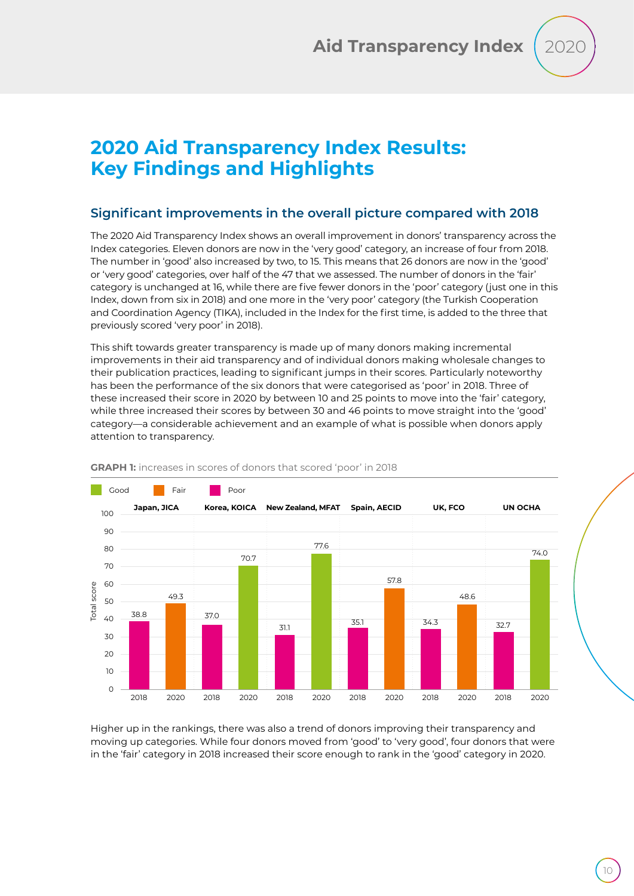# 2020 Aid Transparency Index Results: Key Findings and Highlights

## Significant improvements in the overall picture compared with 2018

The 2020 Aid Transparency Index shows an overall improvement in donors' transparency across the Index categories. Eleven donors are now in the 'very good' category, an increase of four from 2018. The number in 'good' also increased by two, to 15. This means that 26 donors are now in the 'good' or 'very good' categories, over half of the 47 that we assessed. The number of donors in the 'fair' category is unchanged at 16, while there are five fewer donors in the 'poor' category (just one in this Index, down from six in 2018) and one more in the 'very poor' category (the Turkish Cooperation and Coordination Agency (TIKA), included in the Index for the first time, is added to the three that previously scored 'very poor' in 2018).

This shift towards greater transparency is made up of many donors making incremental improvements in their aid transparency and of individual donors making wholesale changes to their publication practices, leading to significant jumps in their scores. Particularly noteworthy has been the performance of the six donors that were categorised as 'poor' in 2018. Three of these increased their score in 2020 by between 10 and 25 points to move into the 'fair' category, while three increased their scores by between 30 and 46 points to move straight into the 'good' category—a considerable achievement and an example of what is possible when donors apply attention to transparency.

**GRAPH 1:** increases in scores of donors that scored 'poor' in 2018

| Donor | 2018 (Total score) | 2020 (Total score) |
|---|---|---|
| Japan, JICA | 38.8 (Poor) | 49.3 (Fair) |
| Korea, KOICA | 37.0 (Poor) | 70.7 (Good) |
| New Zealand, MFAT | 31.1 (Poor) | 77.6 (Good) |
| Spain, AECID | 35.1 (Poor) | 57.8 (Fair) |
| UK, FCO | 34.3 (Poor) | 48.6 (Fair) |
| UN OCHA | 32.7 (Poor) | 74.0 (Good) |

Higher up in the rankings, there was also a trend of donors improving their transparency and moving up categories. While four donors moved from 'good' to 'very good', four donors that were in the 'fair' category in 2018 increased their score enough to rank in the 'good' category in 2020.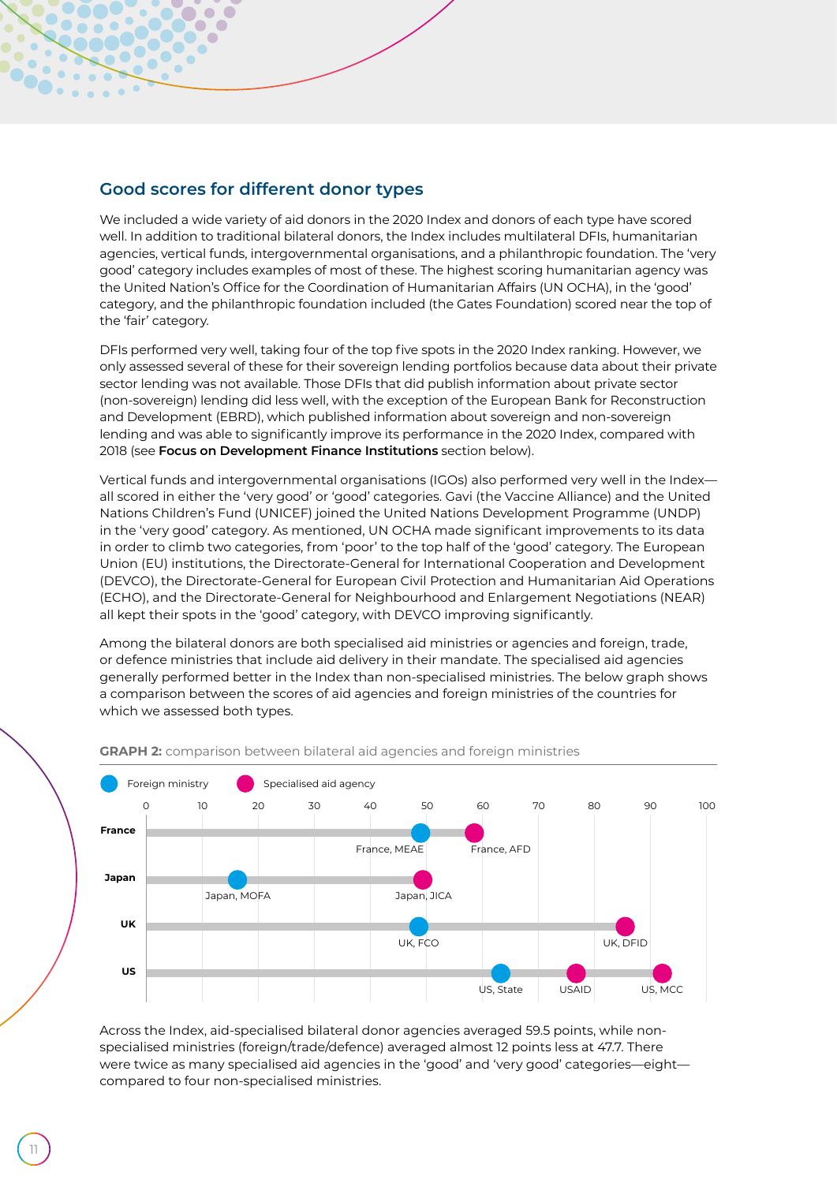## Good scores for different donor types

We included a wide variety of aid donors in the 2020 Index and donors of each type have scored well. In addition to traditional bilateral donors, the Index includes multilateral DFIs, humanitarian agencies, vertical funds, intergovernmental organisations, and a philanthropic foundation. The 'very good' category includes examples of most of these. The highest scoring humanitarian agency was the United Nation's Office for the Coordination of Humanitarian Affairs (UN OCHA), in the 'good' category, and the philanthropic foundation included (the Gates Foundation) scored near the top of the 'fair' category.

DFIs performed very well, taking four of the top five spots in the 2020 Index ranking. However, we only assessed several of these for their sovereign lending portfolios because data about their private sector lending was not available. Those DFIs that did publish information about private sector (non-sovereign) lending did less well, with the exception of the European Bank for Reconstruction and Development (EBRD), which published information about sovereign and non-sovereign lending and was able to significantly improve its performance in the 2020 Index, compared with 2018 (see **Focus on Development Finance Institutions** section below).

Vertical funds and intergovernmental organisations (IGOs) also performed very well in the Index—all scored in either the 'very good' or 'good' categories. Gavi (the Vaccine Alliance) and the United Nations Children's Fund (UNICEF) joined the United Nations Development Programme (UNDP) in the 'very good' category. As mentioned, UN OCHA made significant improvements to its data in order to climb two categories, from 'poor' to the top half of the 'good' category. The European Union (EU) institutions, the Directorate-General for International Cooperation and Development (DEVCO), the Directorate-General for European Civil Protection and Humanitarian Aid Operations (ECHO), and the Directorate-General for Neighbourhood and Enlargement Negotiations (NEAR) all kept their spots in the 'good' category, with DEVCO improving significantly.

Among the bilateral donors are both specialised aid ministries or agencies and foreign, trade, or defence ministries that include aid delivery in their mandate. The specialised aid agencies generally performed better in the Index than non-specialised ministries. The below graph shows a comparison between the scores of aid agencies and foreign ministries of the countries for which we assessed both types.

**GRAPH 2:** comparison between bilateral aid agencies and foreign ministries

Across the Index, aid-specialised bilateral donor agencies averaged 59.5 points, while non-specialised ministries (foreign/trade/defence) averaged almost 12 points less at 47.7. There were twice as many specialised aid agencies in the 'good' and 'very good' categories—eight—compared to four non-specialised ministries.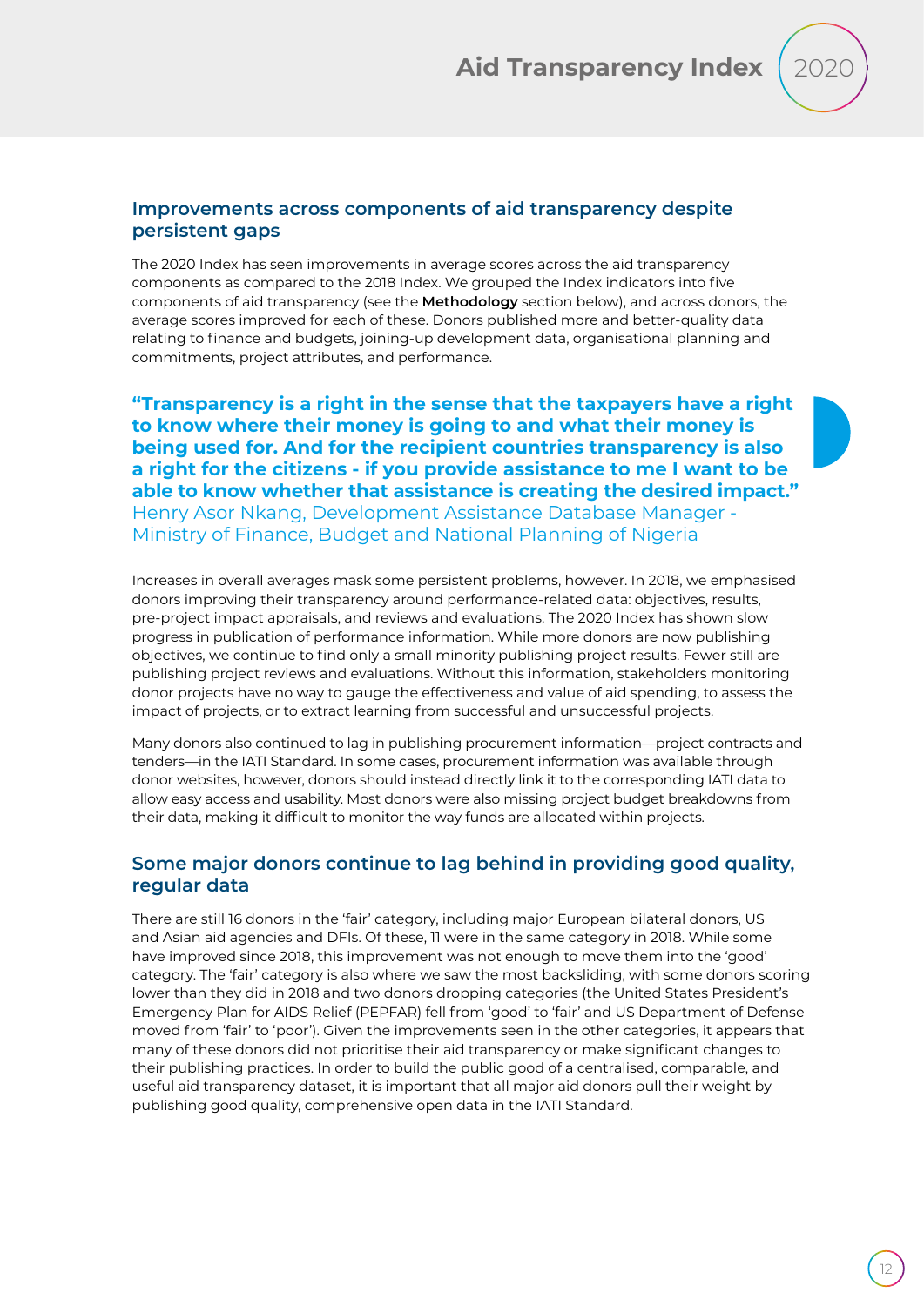## Improvements across components of aid transparency despite persistent gaps

The 2020 Index has seen improvements in average scores across the aid transparency components as compared to the 2018 Index. We grouped the Index indicators into five components of aid transparency (see the **Methodology** section below), and across donors, the average scores improved for each of these. Donors published more and better-quality data relating to finance and budgets, joining-up development data, organisational planning and commitments, project attributes, and performance.

> **"Transparency is a right in the sense that the taxpayers have a right to know where their money is going to and what their money is being used for. And for the recipient countries transparency is also a right for the citizens - if you provide assistance to me I want to be able to know whether that assistance is creating the desired impact."**
> Henry Asor Nkang, Development Assistance Database Manager - Ministry of Finance, Budget and National Planning of Nigeria

Increases in overall averages mask some persistent problems, however. In 2018, we emphasised donors improving their transparency around performance-related data: objectives, results, pre-project impact appraisals, and reviews and evaluations. The 2020 Index has shown slow progress in publication of performance information. While more donors are now publishing objectives, we continue to find only a small minority publishing project results. Fewer still are publishing project reviews and evaluations. Without this information, stakeholders monitoring donor projects have no way to gauge the effectiveness and value of aid spending, to assess the impact of projects, or to extract learning from successful and unsuccessful projects.

Many donors also continued to lag in publishing procurement information—project contracts and tenders—in the IATI Standard. In some cases, procurement information was available through donor websites, however, donors should instead directly link it to the corresponding IATI data to allow easy access and usability. Most donors were also missing project budget breakdowns from their data, making it difficult to monitor the way funds are allocated within projects.

## Some major donors continue to lag behind in providing good quality, regular data

There are still 16 donors in the 'fair' category, including major European bilateral donors, US and Asian aid agencies and DFIs. Of these, 11 were in the same category in 2018. While some have improved since 2018, this improvement was not enough to move them into the 'good' category. The 'fair' category is also where we saw the most backsliding, with some donors scoring lower than they did in 2018 and two donors dropping categories (the United States President's Emergency Plan for AIDS Relief (PEPFAR) fell from 'good' to 'fair' and US Department of Defense moved from 'fair' to 'poor'). Given the improvements seen in the other categories, it appears that many of these donors did not prioritise their aid transparency or make significant changes to their publishing practices. In order to build the public good of a centralised, comparable, and useful aid transparency dataset, it is important that all major aid donors pull their weight by publishing good quality, comprehensive open data in the IATI Standard.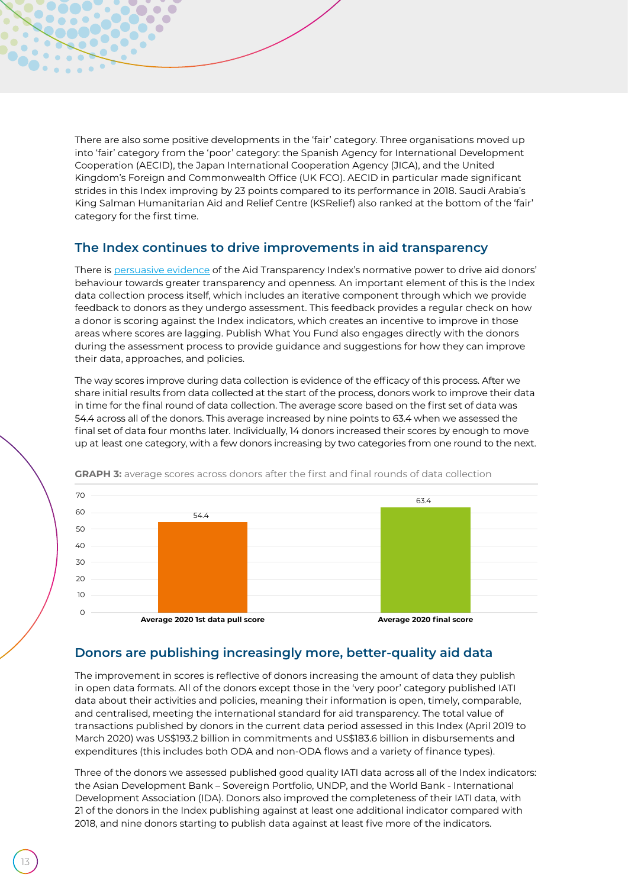There are also some positive developments in the 'fair' category. Three organisations moved up into 'fair' category from the 'poor' category: the Spanish Agency for International Development Cooperation (AECID), the Japan International Cooperation Agency (JICA), and the United Kingdom's Foreign and Commonwealth Office (UK FCO). AECID in particular made significant strides in this Index improving by 23 points compared to its performance in 2018. Saudi Arabia's King Salman Humanitarian Aid and Relief Centre (KSRelief) also ranked at the bottom of the 'fair' category for the first time.

## The Index continues to drive improvements in aid transparency

There is persuasive evidence of the Aid Transparency Index's normative power to drive aid donors' behaviour towards greater transparency and openness. An important element of this is the Index data collection process itself, which includes an iterative component through which we provide feedback to donors as they undergo assessment. This feedback provides a regular check on how a donor is scoring against the Index indicators, which creates an incentive to improve in those areas where scores are lagging. Publish What You Fund also engages directly with the donors during the assessment process to provide guidance and suggestions for how they can improve their data, approaches, and policies.

The way scores improve during data collection is evidence of the efficacy of this process. After we share initial results from data collected at the start of the process, donors work to improve their data in time for the final round of data collection. The average score based on the first set of data was 54.4 across all of the donors. This average increased by nine points to 63.4 when we assessed the final set of data four months later. Individually, 14 donors increased their scores by enough to move up at least one category, with a few donors increasing by two categories from one round to the next.

**GRAPH 3:** average scores across donors after the first and final rounds of data collection

| | Average score |
|---|---|
| Average 2020 1st data pull score | 54.4 |
| Average 2020 final score | 63.4 |

## Donors are publishing increasingly more, better-quality aid data

The improvement in scores is reflective of donors increasing the amount of data they publish in open data formats. All of the donors except those in the 'very poor' category published IATI data about their activities and policies, meaning their information is open, timely, comparable, and centralised, meeting the international standard for aid transparency. The total value of transactions published by donors in the current data period assessed in this Index (April 2019 to March 2020) was US$193.2 billion in commitments and US$183.6 billion in disbursements and expenditures (this includes both ODA and non-ODA flows and a variety of finance types).

Three of the donors we assessed published good quality IATI data across all of the Index indicators: the Asian Development Bank – Sovereign Portfolio, UNDP, and the World Bank - International Development Association (IDA). Donors also improved the completeness of their IATI data, with 21 of the donors in the Index publishing against at least one additional indicator compared with 2018, and nine donors starting to publish data against at least five more of the indicators.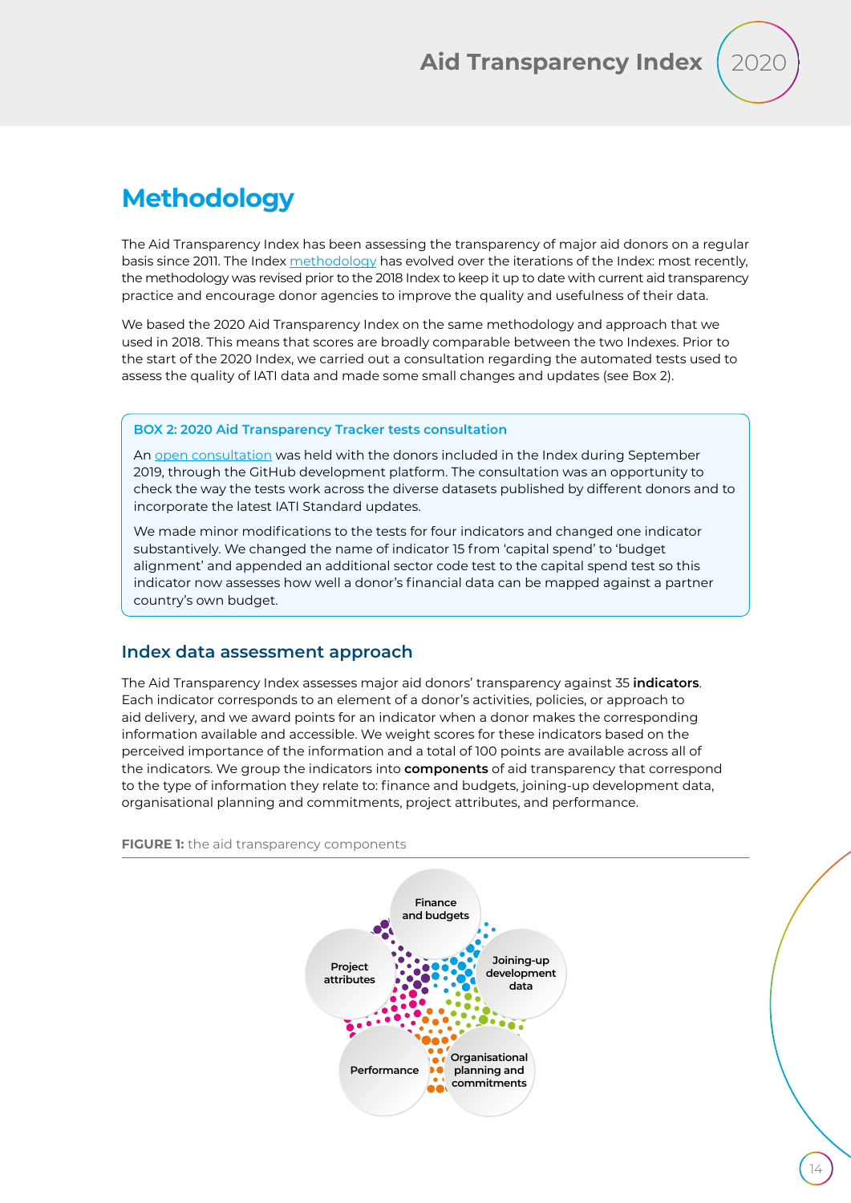# Methodology

The Aid Transparency Index has been assessing the transparency of major aid donors on a regular basis since 2011. The Index methodology has evolved over the iterations of the Index: most recently, the methodology was revised prior to the 2018 Index to keep it up to date with current aid transparency practice and encourage donor agencies to improve the quality and usefulness of their data.

We based the 2020 Aid Transparency Index on the same methodology and approach that we used in 2018. This means that scores are broadly comparable between the two Indexes. Prior to the start of the 2020 Index, we carried out a consultation regarding the automated tests used to assess the quality of IATI data and made some small changes and updates (see Box 2).

> **BOX 2: 2020 Aid Transparency Tracker tests consultation**
>
> An open consultation was held with the donors included in the Index during September 2019, through the GitHub development platform. The consultation was an opportunity to check the way the tests work across the diverse datasets published by different donors and to incorporate the latest IATI Standard updates.
>
> We made minor modifications to the tests for four indicators and changed one indicator substantively. We changed the name of indicator 15 from 'capital spend' to 'budget alignment' and appended an additional sector code test to the capital spend test so this indicator now assesses how well a donor's financial data can be mapped against a partner country's own budget.

## Index data assessment approach

The Aid Transparency Index assesses major aid donors' transparency against 35 **indicators**. Each indicator corresponds to an element of a donor's activities, policies, or approach to aid delivery, and we award points for an indicator when a donor makes the corresponding information available and accessible. We weight scores for these indicators based on the perceived importance of the information and a total of 100 points are available across all of the indicators. We group the indicators into **components** of aid transparency that correspond to the type of information they relate to: finance and budgets, joining-up development data, organisational planning and commitments, project attributes, and performance.

**FIGURE 1:** the aid transparency components

Finance and budgets

Joining-up development data

Organisational planning and commitments

Performance

Project attributes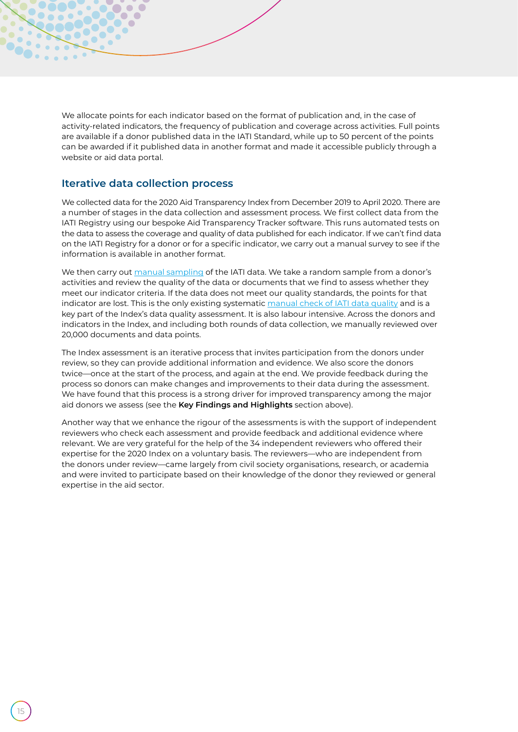We allocate points for each indicator based on the format of publication and, in the case of activity-related indicators, the frequency of publication and coverage across activities. Full points are available if a donor published data in the IATI Standard, while up to 50 percent of the points can be awarded if it published data in another format and made it accessible publicly through a website or aid data portal.

## Iterative data collection process

We collected data for the 2020 Aid Transparency Index from December 2019 to April 2020. There are a number of stages in the data collection and assessment process. We first collect data from the IATI Registry using our bespoke Aid Transparency Tracker software. This runs automated tests on the data to assess the coverage and quality of data published for each indicator. If we can't find data on the IATI Registry for a donor or for a specific indicator, we carry out a manual survey to see if the information is available in another format.

We then carry out manual sampling of the IATI data. We take a random sample from a donor's activities and review the quality of the data or documents that we find to assess whether they meet our indicator criteria. If the data does not meet our quality standards, the points for that indicator are lost. This is the only existing systematic manual check of IATI data quality and is a key part of the Index's data quality assessment. It is also labour intensive. Across the donors and indicators in the Index, and including both rounds of data collection, we manually reviewed over 20,000 documents and data points.

The Index assessment is an iterative process that invites participation from the donors under review, so they can provide additional information and evidence. We also score the donors twice—once at the start of the process, and again at the end. We provide feedback during the process so donors can make changes and improvements to their data during the assessment. We have found that this process is a strong driver for improved transparency among the major aid donors we assess (see the **Key Findings and Highlights** section above).

Another way that we enhance the rigour of the assessments is with the support of independent reviewers who check each assessment and provide feedback and additional evidence where relevant. We are very grateful for the help of the 34 independent reviewers who offered their expertise for the 2020 Index on a voluntary basis. The reviewers—who are independent from the donors under review—came largely from civil society organisations, research, or academia and were invited to participate based on their knowledge of the donor they reviewed or general expertise in the aid sector.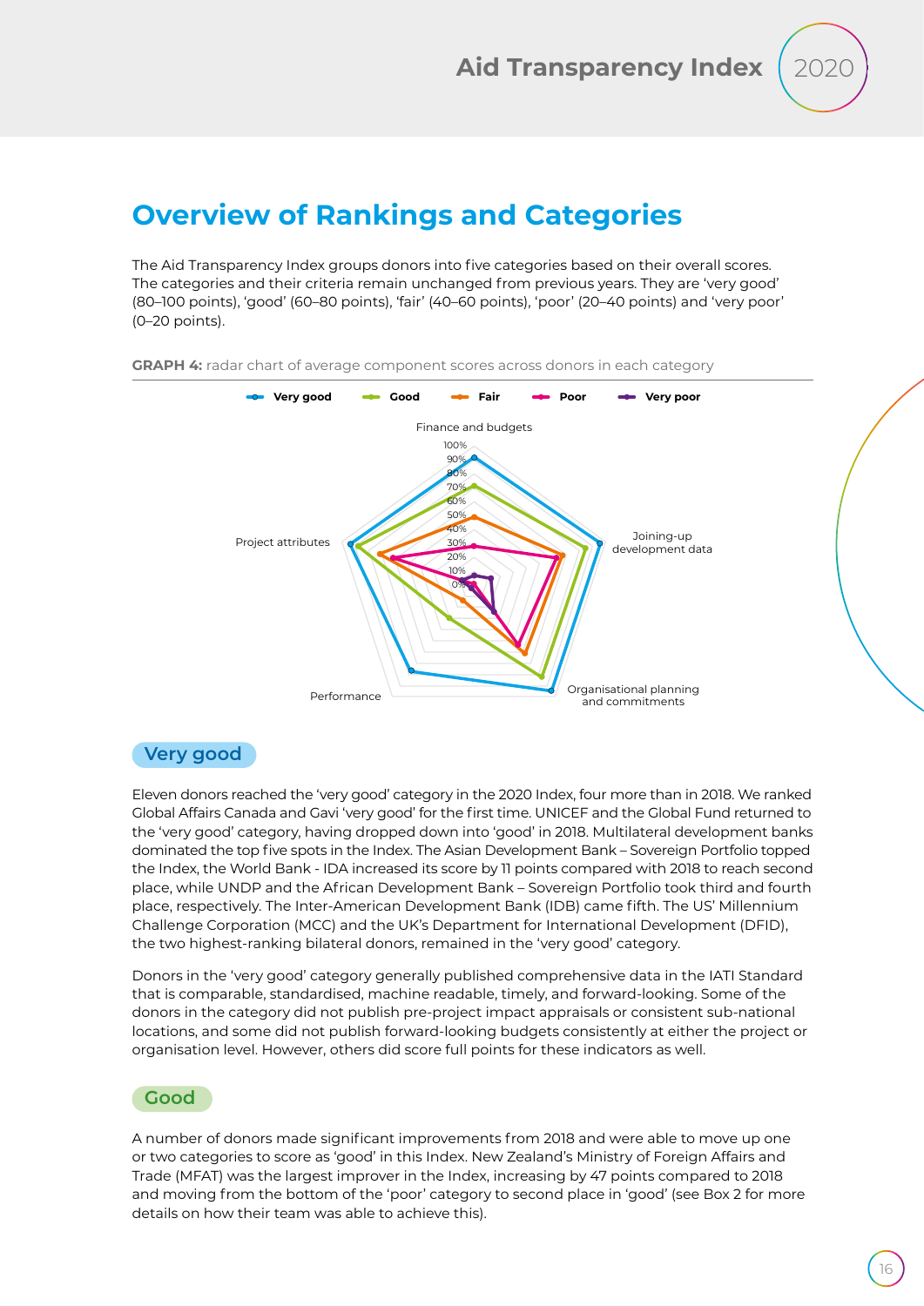## Overview of Rankings and Categories

The Aid Transparency Index groups donors into five categories based on their overall scores. The categories and their criteria remain unchanged from previous years. They are 'very good' (80–100 points), 'good' (60–80 points), 'fair' (40–60 points), 'poor' (20–40 points) and 'very poor' (0–20 points).

**GRAPH 4:** radar chart of average component scores across donors in each category

### Very good

Eleven donors reached the 'very good' category in the 2020 Index, four more than in 2018. We ranked Global Affairs Canada and Gavi 'very good' for the first time. UNICEF and the Global Fund returned to the 'very good' category, having dropped down into 'good' in 2018. Multilateral development banks dominated the top five spots in the Index. The Asian Development Bank – Sovereign Portfolio topped the Index, the World Bank - IDA increased its score by 11 points compared with 2018 to reach second place, while UNDP and the African Development Bank – Sovereign Portfolio took third and fourth place, respectively. The Inter-American Development Bank (IDB) came fifth. The US' Millennium Challenge Corporation (MCC) and the UK's Department for International Development (DFID), the two highest-ranking bilateral donors, remained in the 'very good' category.

Donors in the 'very good' category generally published comprehensive data in the IATI Standard that is comparable, standardised, machine readable, timely, and forward-looking. Some of the donors in the category did not publish pre-project impact appraisals or consistent sub-national locations, and some did not publish forward-looking budgets consistently at either the project or organisation level. However, others did score full points for these indicators as well.

### Good

A number of donors made significant improvements from 2018 and were able to move up one or two categories to score as 'good' in this Index. New Zealand's Ministry of Foreign Affairs and Trade (MFAT) was the largest improver in the Index, increasing by 47 points compared to 2018 and moving from the bottom of the 'poor' category to second place in 'good' (see Box 2 for more details on how their team was able to achieve this).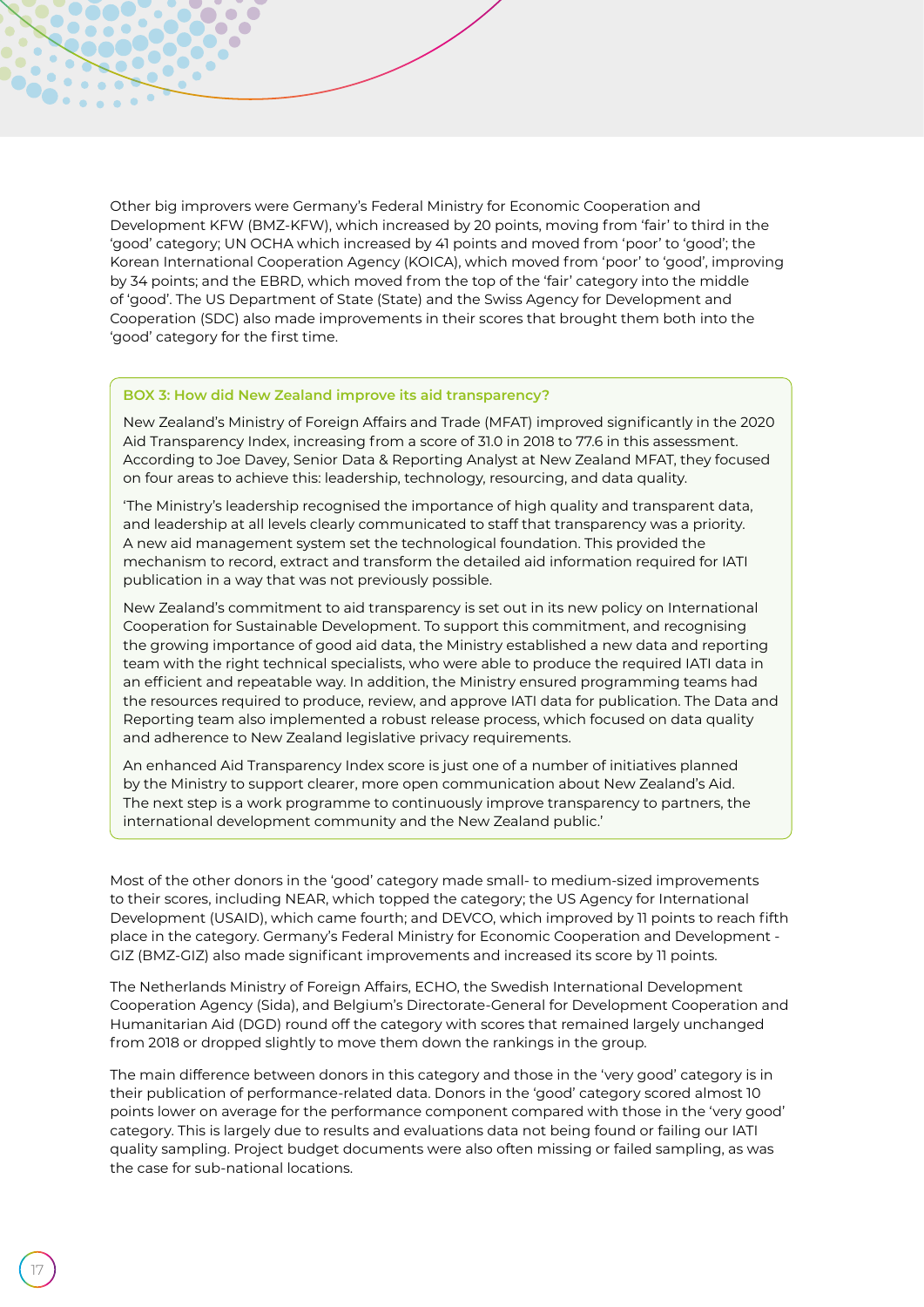Other big improvers were Germany's Federal Ministry for Economic Cooperation and Development KFW (BMZ-KFW), which increased by 20 points, moving from 'fair' to third in the 'good' category; UN OCHA which increased by 41 points and moved from 'poor' to 'good'; the Korean International Cooperation Agency (KOICA), which moved from 'poor' to 'good', improving by 34 points; and the EBRD, which moved from the top of the 'fair' category into the middle of 'good'. The US Department of State (State) and the Swiss Agency for Development and Cooperation (SDC) also made improvements in their scores that brought them both into the 'good' category for the first time.

> **BOX 3: How did New Zealand improve its aid transparency?**
>
> New Zealand's Ministry of Foreign Affairs and Trade (MFAT) improved significantly in the 2020 Aid Transparency Index, increasing from a score of 31.0 in 2018 to 77.6 in this assessment. According to Joe Davey, Senior Data & Reporting Analyst at New Zealand MFAT, they focused on four areas to achieve this: leadership, technology, resourcing, and data quality.
>
> 'The Ministry's leadership recognised the importance of high quality and transparent data, and leadership at all levels clearly communicated to staff that transparency was a priority. A new aid management system set the technological foundation. This provided the mechanism to record, extract and transform the detailed aid information required for IATI publication in a way that was not previously possible.
>
> New Zealand's commitment to aid transparency is set out in its new policy on International Cooperation for Sustainable Development. To support this commitment, and recognising the growing importance of good aid data, the Ministry established a new data and reporting team with the right technical specialists, who were able to produce the required IATI data in an efficient and repeatable way. In addition, the Ministry ensured programming teams had the resources required to produce, review, and approve IATI data for publication. The Data and Reporting team also implemented a robust release process, which focused on data quality and adherence to New Zealand legislative privacy requirements.
>
> An enhanced Aid Transparency Index score is just one of a number of initiatives planned by the Ministry to support clearer, more open communication about New Zealand's Aid. The next step is a work programme to continuously improve transparency to partners, the international development community and the New Zealand public.'

Most of the other donors in the 'good' category made small- to medium-sized improvements to their scores, including NEAR, which topped the category; the US Agency for International Development (USAID), which came fourth; and DEVCO, which improved by 11 points to reach fifth place in the category. Germany's Federal Ministry for Economic Cooperation and Development - GIZ (BMZ-GIZ) also made significant improvements and increased its score by 11 points.

The Netherlands Ministry of Foreign Affairs, ECHO, the Swedish International Development Cooperation Agency (Sida), and Belgium's Directorate-General for Development Cooperation and Humanitarian Aid (DGD) round off the category with scores that remained largely unchanged from 2018 or dropped slightly to move them down the rankings in the group.

The main difference between donors in this category and those in the 'very good' category is in their publication of performance-related data. Donors in the 'good' category scored almost 10 points lower on average for the performance component compared with those in the 'very good' category. This is largely due to results and evaluations data not being found or failing our IATI quality sampling. Project budget documents were also often missing or failed sampling, as was the case for sub-national locations.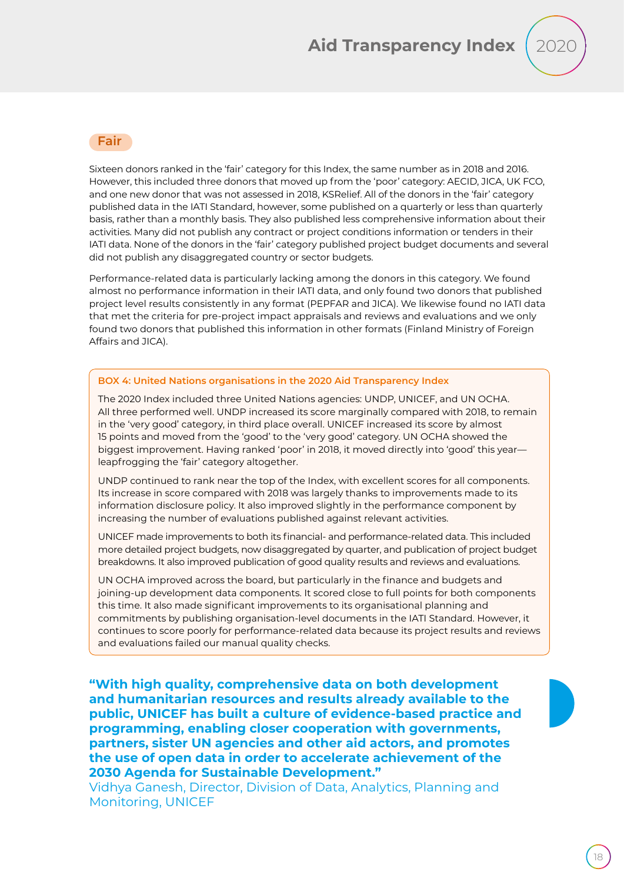## Fair

Sixteen donors ranked in the 'fair' category for this Index, the same number as in 2018 and 2016. However, this included three donors that moved up from the 'poor' category: AECID, JICA, UK FCO, and one new donor that was not assessed in 2018, KSRelief. All of the donors in the 'fair' category published data in the IATI Standard, however, some published on a quarterly or less than quarterly basis, rather than a monthly basis. They also published less comprehensive information about their activities. Many did not publish any contract or project conditions information or tenders in their IATI data. None of the donors in the 'fair' category published project budget documents and several did not publish any disaggregated country or sector budgets.

Performance-related data is particularly lacking among the donors in this category. We found almost no performance information in their IATI data, and only found two donors that published project level results consistently in any format (PEPFAR and JICA). We likewise found no IATI data that met the criteria for pre-project impact appraisals and reviews and evaluations and we only found two donors that published this information in other formats (Finland Ministry of Foreign Affairs and JICA).

**BOX 4: United Nations organisations in the 2020 Aid Transparency Index**

The 2020 Index included three United Nations agencies: UNDP, UNICEF, and UN OCHA. All three performed well. UNDP increased its score marginally compared with 2018, to remain in the 'very good' category, in third place overall. UNICEF increased its score by almost 15 points and moved from the 'good' to the 'very good' category. UN OCHA showed the biggest improvement. Having ranked 'poor' in 2018, it moved directly into 'good' this year—leapfrogging the 'fair' category altogether.

UNDP continued to rank near the top of the Index, with excellent scores for all components. Its increase in score compared with 2018 was largely thanks to improvements made to its information disclosure policy. It also improved slightly in the performance component by increasing the number of evaluations published against relevant activities.

UNICEF made improvements to both its financial- and performance-related data. This included more detailed project budgets, now disaggregated by quarter, and publication of project budget breakdowns. It also improved publication of good quality results and reviews and evaluations.

UN OCHA improved across the board, but particularly in the finance and budgets and joining-up development data components. It scored close to full points for both components this time. It also made significant improvements to its organisational planning and commitments by publishing organisation-level documents in the IATI Standard. However, it continues to score poorly for performance-related data because its project results and reviews and evaluations failed our manual quality checks.

**"With high quality, comprehensive data on both development and humanitarian resources and results already available to the public, UNICEF has built a culture of evidence-based practice and programming, enabling closer cooperation with governments, partners, sister UN agencies and other aid actors, and promotes the use of open data in order to accelerate achievement of the 2030 Agenda for Sustainable Development."**
Vidhya Ganesh, Director, Division of Data, Analytics, Planning and Monitoring, UNICEF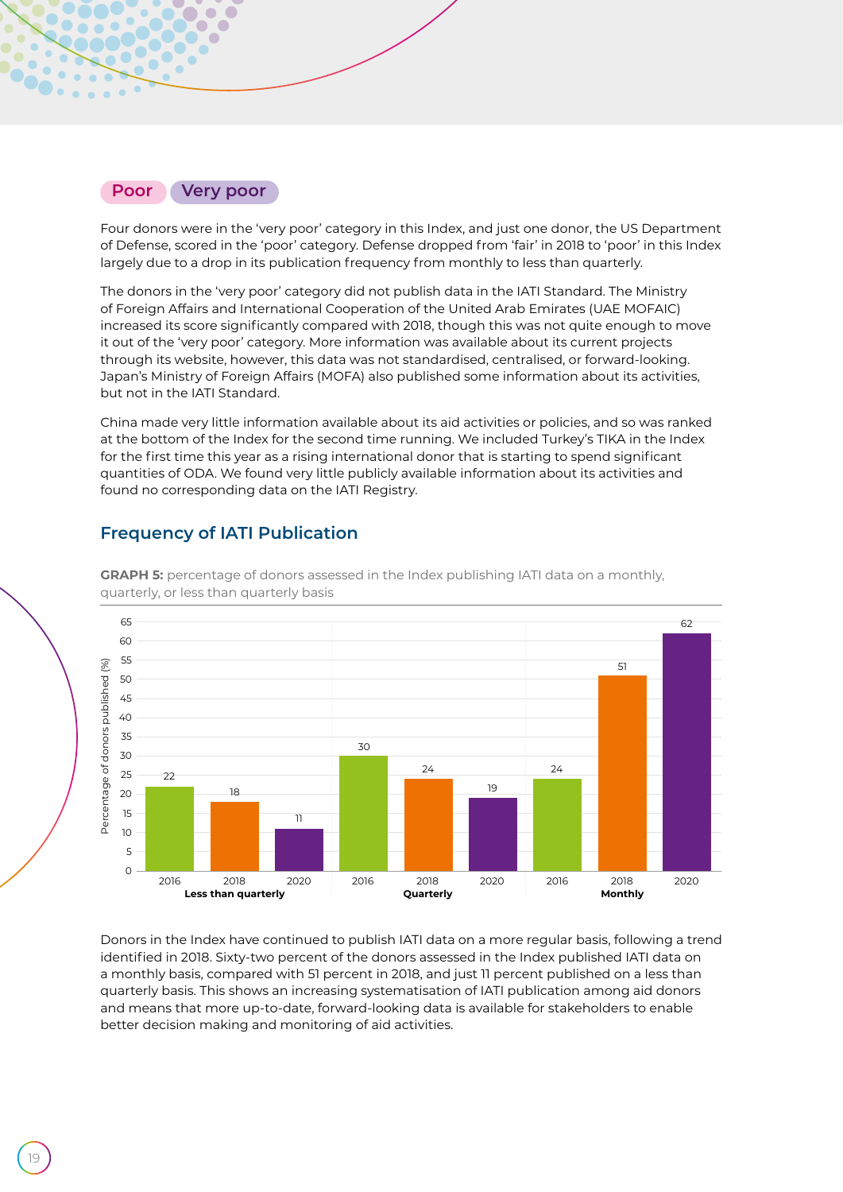**Poor** **Very poor**

Four donors were in the 'very poor' category in this Index, and just one donor, the US Department of Defense, scored in the 'poor' category. Defense dropped from 'fair' in 2018 to 'poor' in this Index largely due to a drop in its publication frequency from monthly to less than quarterly.

The donors in the 'very poor' category did not publish data in the IATI Standard. The Ministry of Foreign Affairs and International Cooperation of the United Arab Emirates (UAE MOFAIC) increased its score significantly compared with 2018, though this was not quite enough to move it out of the 'very poor' category. More information was available about its current projects through its website, however, this data was not standardised, centralised, or forward-looking. Japan's Ministry of Foreign Affairs (MOFA) also published some information about its activities, but not in the IATI Standard.

China made very little information available about its aid activities or policies, and so was ranked at the bottom of the Index for the second time running. We included Turkey's TIKA in the Index for the first time this year as a rising international donor that is starting to spend significant quantities of ODA. We found very little publicly available information about its activities and found no corresponding data on the IATI Registry.

## Frequency of IATI Publication

**GRAPH 5:** percentage of donors assessed in the Index publishing IATI data on a monthly, quarterly, or less than quarterly basis

| Frequency | 2016 | 2018 | 2020 |
|---|---|---|---|
| Less than quarterly | 22 | 18 | 11 |
| Quarterly | 30 | 24 | 19 |
| Monthly | 24 | 51 | 62 |

Donors in the Index have continued to publish IATI data on a more regular basis, following a trend identified in 2018. Sixty-two percent of the donors assessed in the Index published IATI data on a monthly basis, compared with 51 percent in 2018, and just 11 percent published on a less than quarterly basis. This shows an increasing systematisation of IATI publication among aid donors and means that more up-to-date, forward-looking data is available for stakeholders to enable better decision making and monitoring of aid activities.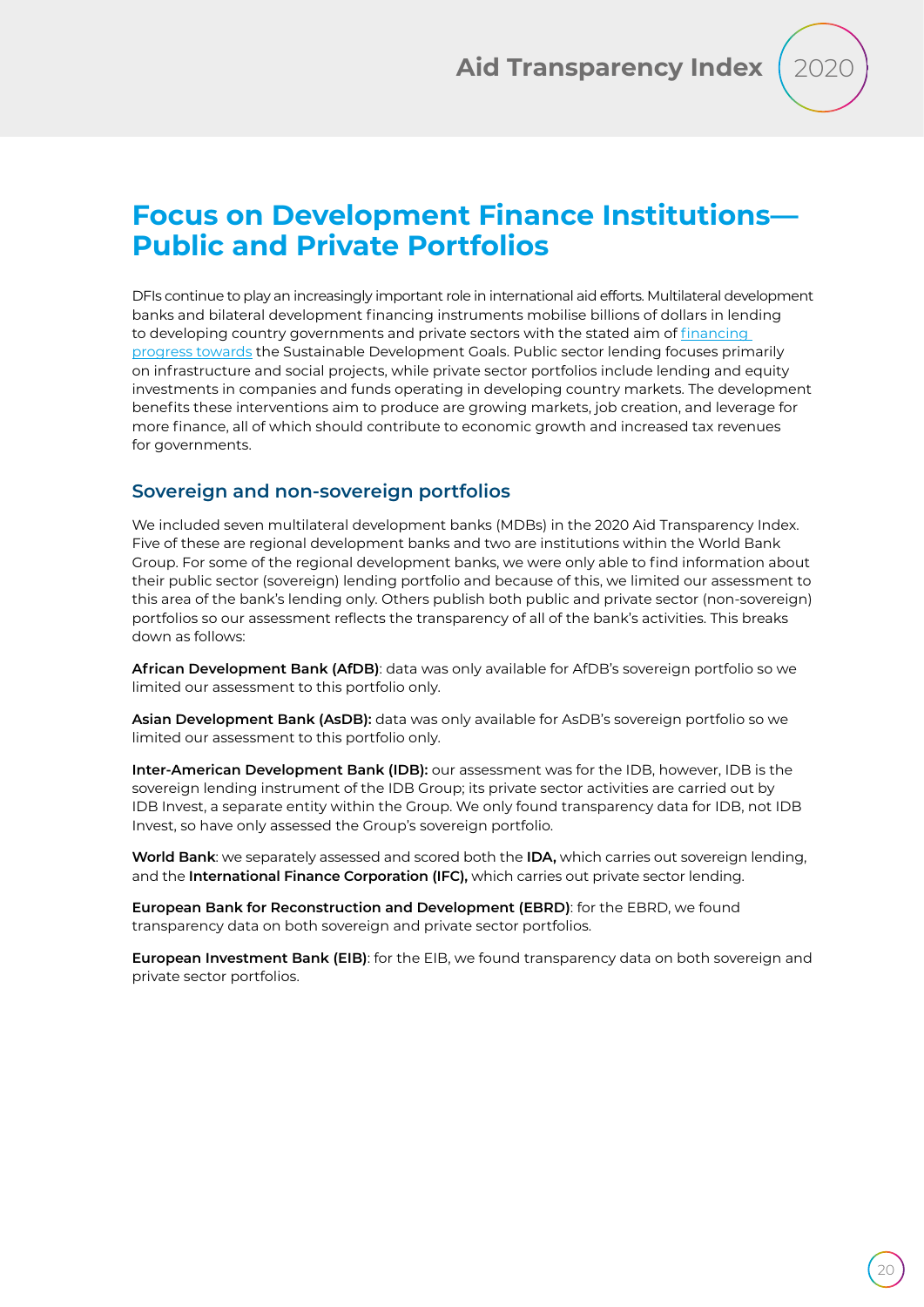# Focus on Development Finance Institutions—Public and Private Portfolios

DFIs continue to play an increasingly important role in international aid efforts. Multilateral development banks and bilateral development financing instruments mobilise billions of dollars in lending to developing country governments and private sectors with the stated aim of [financing progress towards]() the Sustainable Development Goals. Public sector lending focuses primarily on infrastructure and social projects, while private sector portfolios include lending and equity investments in companies and funds operating in developing country markets. The development benefits these interventions aim to produce are growing markets, job creation, and leverage for more finance, all of which should contribute to economic growth and increased tax revenues for governments.

## Sovereign and non-sovereign portfolios

We included seven multilateral development banks (MDBs) in the 2020 Aid Transparency Index. Five of these are regional development banks and two are institutions within the World Bank Group. For some of the regional development banks, we were only able to find information about their public sector (sovereign) lending portfolio and because of this, we limited our assessment to this area of the bank's lending only. Others publish both public and private sector (non-sovereign) portfolios so our assessment reflects the transparency of all of the bank's activities. This breaks down as follows:

**African Development Bank (AfDB)**: data was only available for AfDB's sovereign portfolio so we limited our assessment to this portfolio only.

**Asian Development Bank (AsDB):** data was only available for AsDB's sovereign portfolio so we limited our assessment to this portfolio only.

**Inter-American Development Bank (IDB):** our assessment was for the IDB, however, IDB is the sovereign lending instrument of the IDB Group; its private sector activities are carried out by IDB Invest, a separate entity within the Group. We only found transparency data for IDB, not IDB Invest, so have only assessed the Group's sovereign portfolio.

**World Bank**: we separately assessed and scored both the **IDA,** which carries out sovereign lending, and the **International Finance Corporation (IFC),** which carries out private sector lending.

**European Bank for Reconstruction and Development (EBRD)**: for the EBRD, we found transparency data on both sovereign and private sector portfolios.

**European Investment Bank (EIB)**: for the EIB, we found transparency data on both sovereign and private sector portfolios.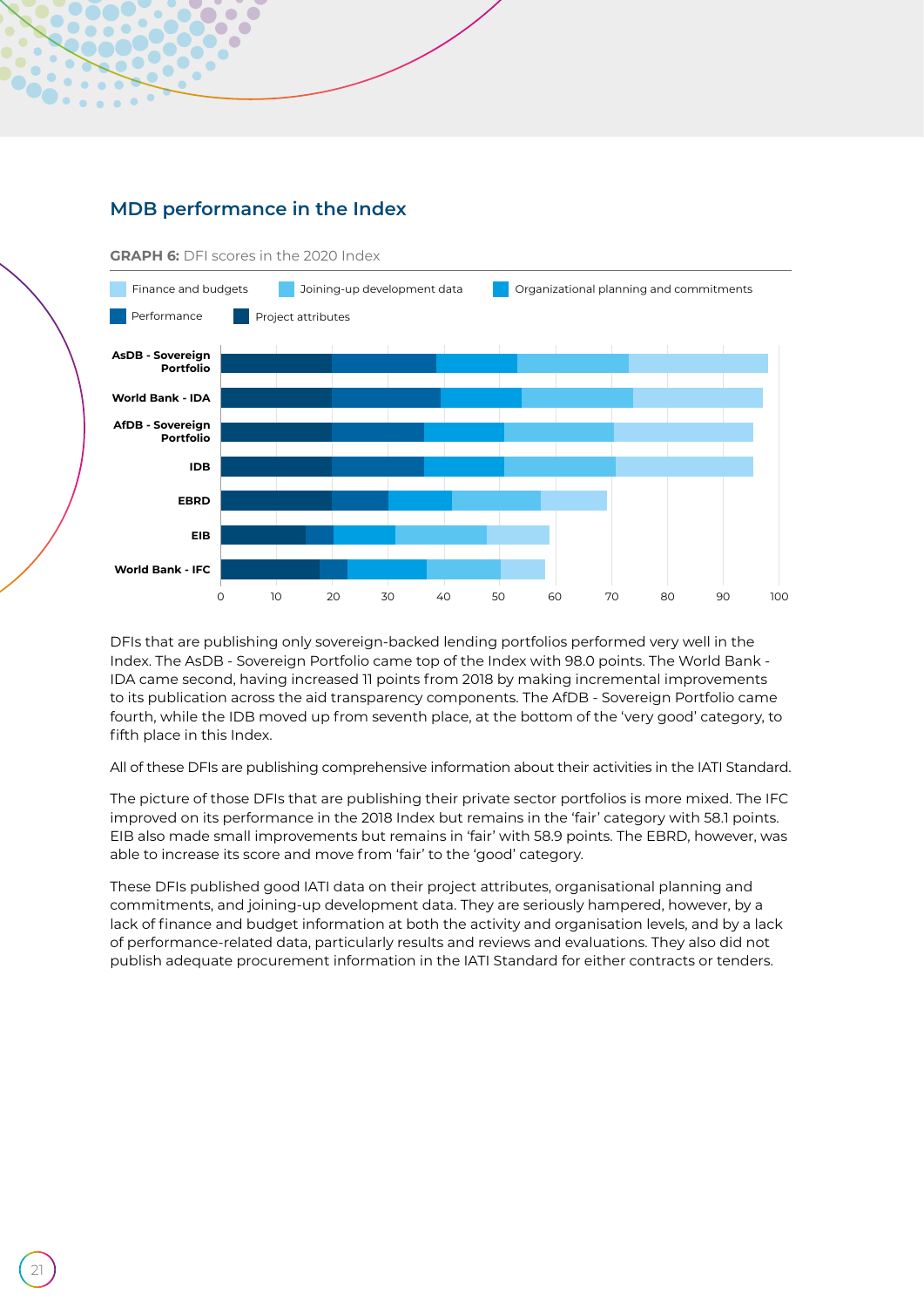## MDB performance in the Index

**GRAPH 6:** DFI scores in the 2020 Index

DFIs that are publishing only sovereign-backed lending portfolios performed very well in the Index. The AsDB - Sovereign Portfolio came top of the Index with 98.0 points. The World Bank - IDA came second, having increased 11 points from 2018 by making incremental improvements to its publication across the aid transparency components. The AfDB - Sovereign Portfolio came fourth, while the IDB moved up from seventh place, at the bottom of the 'very good' category, to fifth place in this Index.

All of these DFIs are publishing comprehensive information about their activities in the IATI Standard.

The picture of those DFIs that are publishing their private sector portfolios is more mixed. The IFC improved on its performance in the 2018 Index but remains in the 'fair' category with 58.1 points. EIB also made small improvements but remains in 'fair' with 58.9 points. The EBRD, however, was able to increase its score and move from 'fair' to the 'good' category.

These DFIs published good IATI data on their project attributes, organisational planning and commitments, and joining-up development data. They are seriously hampered, however, by a lack of finance and budget information at both the activity and organisation levels, and by a lack of performance-related data, particularly results and reviews and evaluations. They also did not publish adequate procurement information in the IATI Standard for either contracts or tenders.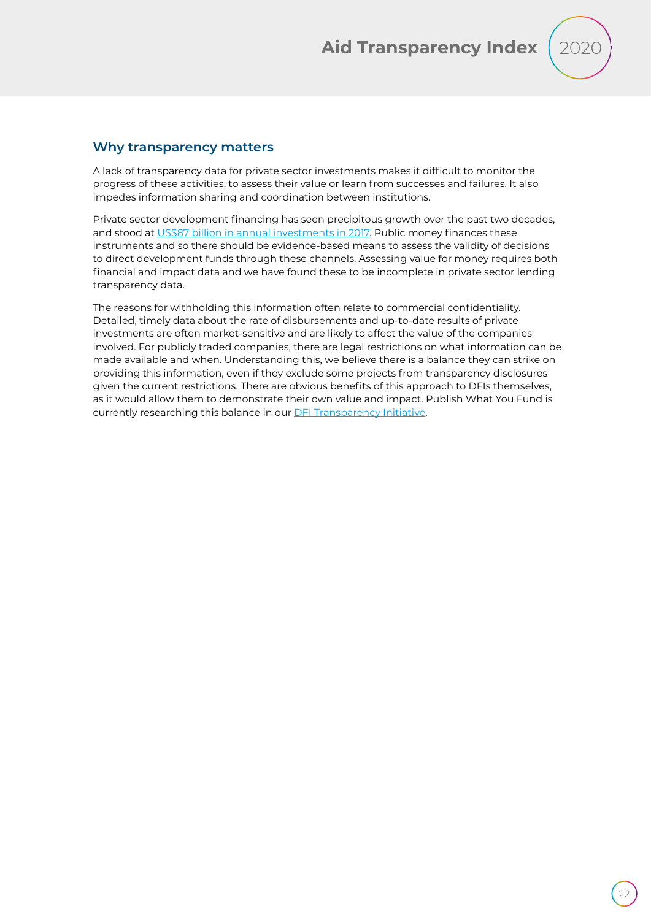## Why transparency matters

A lack of transparency data for private sector investments makes it difficult to monitor the progress of these activities, to assess their value or learn from successes and failures. It also impedes information sharing and coordination between institutions.

Private sector development financing has seen precipitous growth over the past two decades, and stood at US$87 billion in annual investments in 2017. Public money finances these instruments and so there should be evidence-based means to assess the validity of decisions to direct development funds through these channels. Assessing value for money requires both financial and impact data and we have found these to be incomplete in private sector lending transparency data.

The reasons for withholding this information often relate to commercial confidentiality. Detailed, timely data about the rate of disbursements and up-to-date results of private investments are often market-sensitive and are likely to affect the value of the companies involved. For publicly traded companies, there are legal restrictions on what information can be made available and when. Understanding this, we believe there is a balance they can strike on providing this information, even if they exclude some projects from transparency disclosures given the current restrictions. There are obvious benefits of this approach to DFIs themselves, as it would allow them to demonstrate their own value and impact. Publish What You Fund is currently researching this balance in our DFI Transparency Initiative.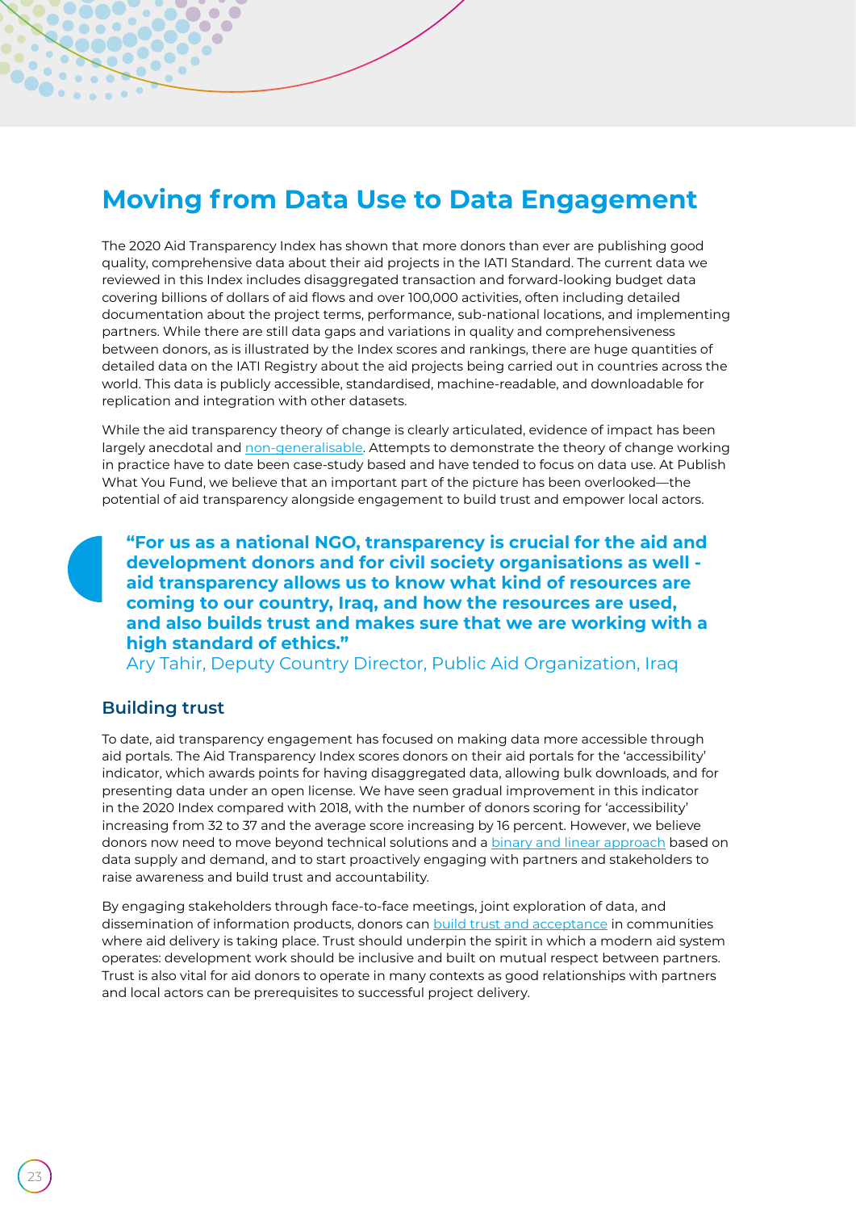# Moving from Data Use to Data Engagement

The 2020 Aid Transparency Index has shown that more donors than ever are publishing good quality, comprehensive data about their aid projects in the IATI Standard. The current data we reviewed in this Index includes disaggregated transaction and forward-looking budget data covering billions of dollars of aid flows and over 100,000 activities, often including detailed documentation about the project terms, performance, sub-national locations, and implementing partners. While there are still data gaps and variations in quality and comprehensiveness between donors, as is illustrated by the Index scores and rankings, there are huge quantities of detailed data on the IATI Registry about the aid projects being carried out in countries across the world. This data is publicly accessible, standardised, machine-readable, and downloadable for replication and integration with other datasets.

While the aid transparency theory of change is clearly articulated, evidence of impact has been largely anecdotal and non-generalisable. Attempts to demonstrate the theory of change working in practice have to date been case-study based and have tended to focus on data use. At Publish What You Fund, we believe that an important part of the picture has been overlooked—the potential of aid transparency alongside engagement to build trust and empower local actors.

> **"For us as a national NGO, transparency is crucial for the aid and development donors and for civil society organisations as well - aid transparency allows us to know what kind of resources are coming to our country, Iraq, and how the resources are used, and also builds trust and makes sure that we are working with a high standard of ethics."**
> Ary Tahir, Deputy Country Director, Public Aid Organization, Iraq

## Building trust

To date, aid transparency engagement has focused on making data more accessible through aid portals. The Aid Transparency Index scores donors on their aid portals for the 'accessibility' indicator, which awards points for having disaggregated data, allowing bulk downloads, and for presenting data under an open license. We have seen gradual improvement in this indicator in the 2020 Index compared with 2018, with the number of donors scoring for 'accessibility' increasing from 32 to 37 and the average score increasing by 16 percent. However, we believe donors now need to move beyond technical solutions and a binary and linear approach based on data supply and demand, and to start proactively engaging with partners and stakeholders to raise awareness and build trust and accountability.

By engaging stakeholders through face-to-face meetings, joint exploration of data, and dissemination of information products, donors can build trust and acceptance in communities where aid delivery is taking place. Trust should underpin the spirit in which a modern aid system operates: development work should be inclusive and built on mutual respect between partners. Trust is also vital for aid donors to operate in many contexts as good relationships with partners and local actors can be prerequisites to successful project delivery.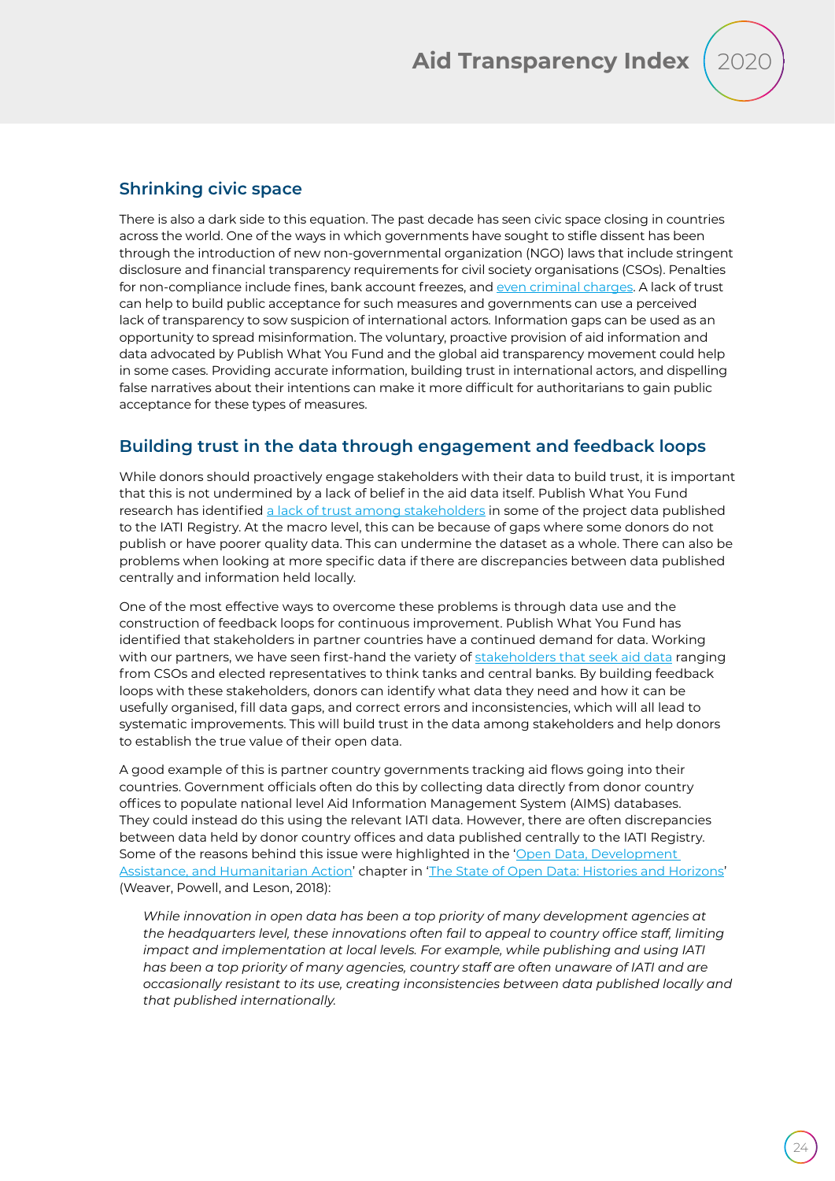## Shrinking civic space

There is also a dark side to this equation. The past decade has seen civic space closing in countries across the world. One of the ways in which governments have sought to stifle dissent has been through the introduction of new non-governmental organization (NGO) laws that include stringent disclosure and financial transparency requirements for civil society organisations (CSOs). Penalties for non-compliance include fines, bank account freezes, and even criminal charges. A lack of trust can help to build public acceptance for such measures and governments can use a perceived lack of transparency to sow suspicion of international actors. Information gaps can be used as an opportunity to spread misinformation. The voluntary, proactive provision of aid information and data advocated by Publish What You Fund and the global aid transparency movement could help in some cases. Providing accurate information, building trust in international actors, and dispelling false narratives about their intentions can make it more difficult for authoritarians to gain public acceptance for these types of measures.

## Building trust in the data through engagement and feedback loops

While donors should proactively engage stakeholders with their data to build trust, it is important that this is not undermined by a lack of belief in the aid data itself. Publish What You Fund research has identified a lack of trust among stakeholders in some of the project data published to the IATI Registry. At the macro level, this can be because of gaps where some donors do not publish or have poorer quality data. This can undermine the dataset as a whole. There can also be problems when looking at more specific data if there are discrepancies between data published centrally and information held locally.

One of the most effective ways to overcome these problems is through data use and the construction of feedback loops for continuous improvement. Publish What You Fund has identified that stakeholders in partner countries have a continued demand for data. Working with our partners, we have seen first-hand the variety of stakeholders that seek aid data ranging from CSOs and elected representatives to think tanks and central banks. By building feedback loops with these stakeholders, donors can identify what data they need and how it can be usefully organised, fill data gaps, and correct errors and inconsistencies, which will all lead to systematic improvements. This will build trust in the data among stakeholders and help donors to establish the true value of their open data.

A good example of this is partner country governments tracking aid flows going into their countries. Government officials often do this by collecting data directly from donor country offices to populate national level Aid Information Management System (AIMS) databases. They could instead do this using the relevant IATI data. However, there are often discrepancies between data held by donor country offices and data published centrally to the IATI Registry. Some of the reasons behind this issue were highlighted in the 'Open Data, Development Assistance, and Humanitarian Action' chapter in 'The State of Open Data: Histories and Horizons' (Weaver, Powell, and Leson, 2018):

> *While innovation in open data has been a top priority of many development agencies at the headquarters level, these innovations often fail to appeal to country office staff, limiting impact and implementation at local levels. For example, while publishing and using IATI has been a top priority of many agencies, country staff are often unaware of IATI and are occasionally resistant to its use, creating inconsistencies between data published locally and that published internationally.*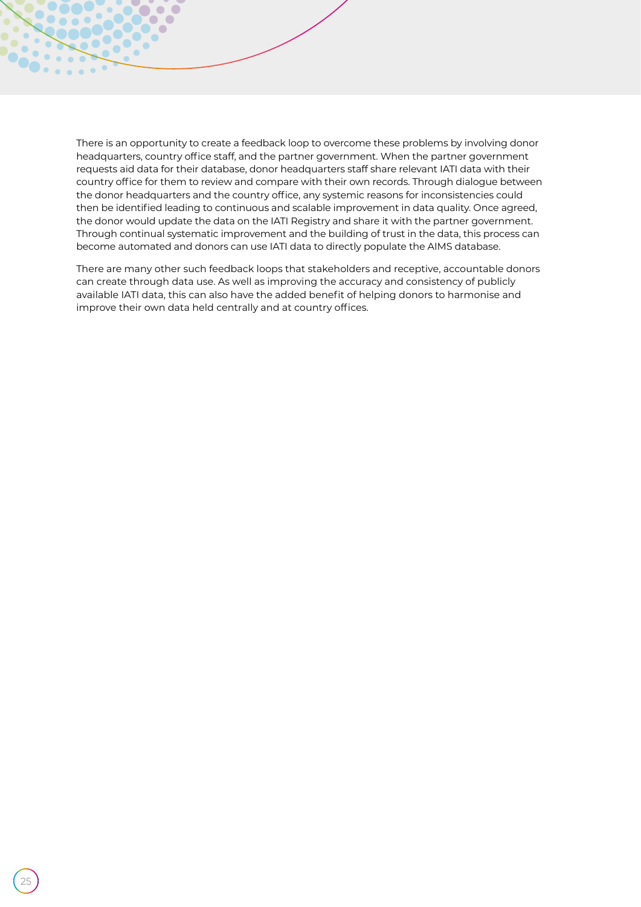There is an opportunity to create a feedback loop to overcome these problems by involving donor headquarters, country office staff, and the partner government. When the partner government requests aid data for their database, donor headquarters staff share relevant IATI data with their country office for them to review and compare with their own records. Through dialogue between the donor headquarters and the country office, any systemic reasons for inconsistencies could then be identified leading to continuous and scalable improvement in data quality. Once agreed, the donor would update the data on the IATI Registry and share it with the partner government. Through continual systematic improvement and the building of trust in the data, this process can become automated and donors can use IATI data to directly populate the AIMS database.

There are many other such feedback loops that stakeholders and receptive, accountable donors can create through data use. As well as improving the accuracy and consistency of publicly available IATI data, this can also have the added benefit of helping donors to harmonise and improve their own data held centrally and at country offices.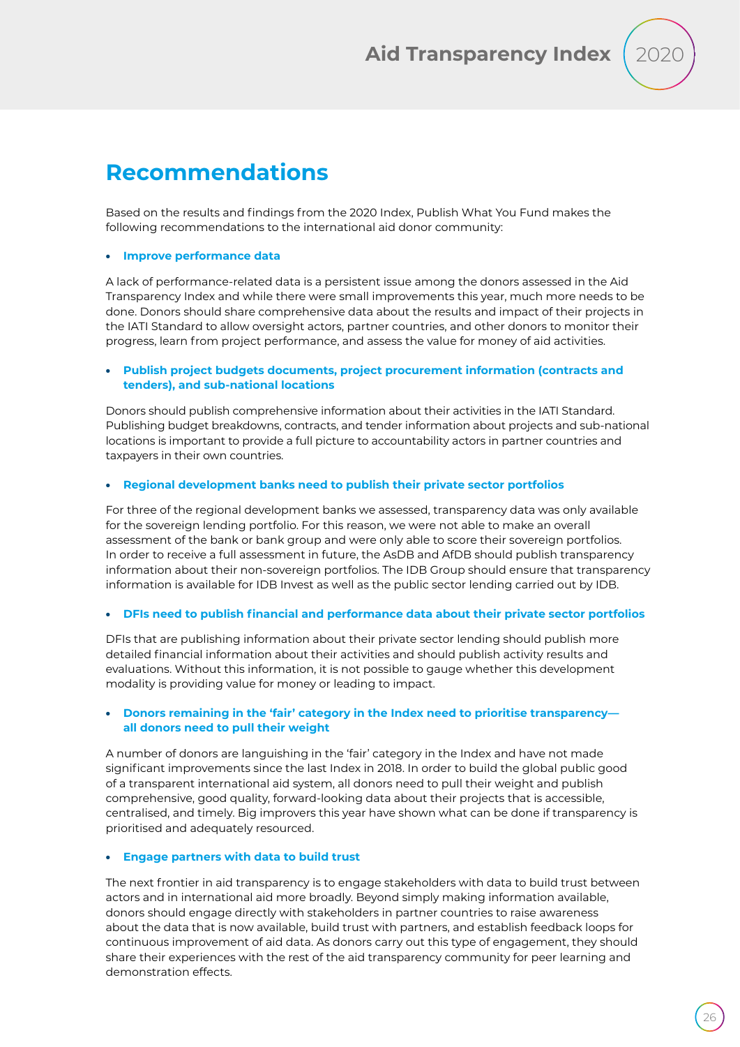# Recommendations

Based on the results and findings from the 2020 Index, Publish What You Fund makes the following recommendations to the international aid donor community:

- **Improve performance data**

A lack of performance-related data is a persistent issue among the donors assessed in the Aid Transparency Index and while there were small improvements this year, much more needs to be done. Donors should share comprehensive data about the results and impact of their projects in the IATI Standard to allow oversight actors, partner countries, and other donors to monitor their progress, learn from project performance, and assess the value for money of aid activities.

- **Publish project budgets documents, project procurement information (contracts and tenders), and sub-national locations**

Donors should publish comprehensive information about their activities in the IATI Standard. Publishing budget breakdowns, contracts, and tender information about projects and sub-national locations is important to provide a full picture to accountability actors in partner countries and taxpayers in their own countries.

- **Regional development banks need to publish their private sector portfolios**

For three of the regional development banks we assessed, transparency data was only available for the sovereign lending portfolio. For this reason, we were not able to make an overall assessment of the bank or bank group and were only able to score their sovereign portfolios. In order to receive a full assessment in future, the AsDB and AfDB should publish transparency information about their non-sovereign portfolios. The IDB Group should ensure that transparency information is available for IDB Invest as well as the public sector lending carried out by IDB.

- **DFIs need to publish financial and performance data about their private sector portfolios**

DFIs that are publishing information about their private sector lending should publish more detailed financial information about their activities and should publish activity results and evaluations. Without this information, it is not possible to gauge whether this development modality is providing value for money or leading to impact.

- **Donors remaining in the 'fair' category in the Index need to prioritise transparency—all donors need to pull their weight**

A number of donors are languishing in the 'fair' category in the Index and have not made significant improvements since the last Index in 2018. In order to build the global public good of a transparent international aid system, all donors need to pull their weight and publish comprehensive, good quality, forward-looking data about their projects that is accessible, centralised, and timely. Big improvers this year have shown what can be done if transparency is prioritised and adequately resourced.

- **Engage partners with data to build trust**

The next frontier in aid transparency is to engage stakeholders with data to build trust between actors and in international aid more broadly. Beyond simply making information available, donors should engage directly with stakeholders in partner countries to raise awareness about the data that is now available, build trust with partners, and establish feedback loops for continuous improvement of aid data. As donors carry out this type of engagement, they should share their experiences with the rest of the aid transparency community for peer learning and demonstration effects.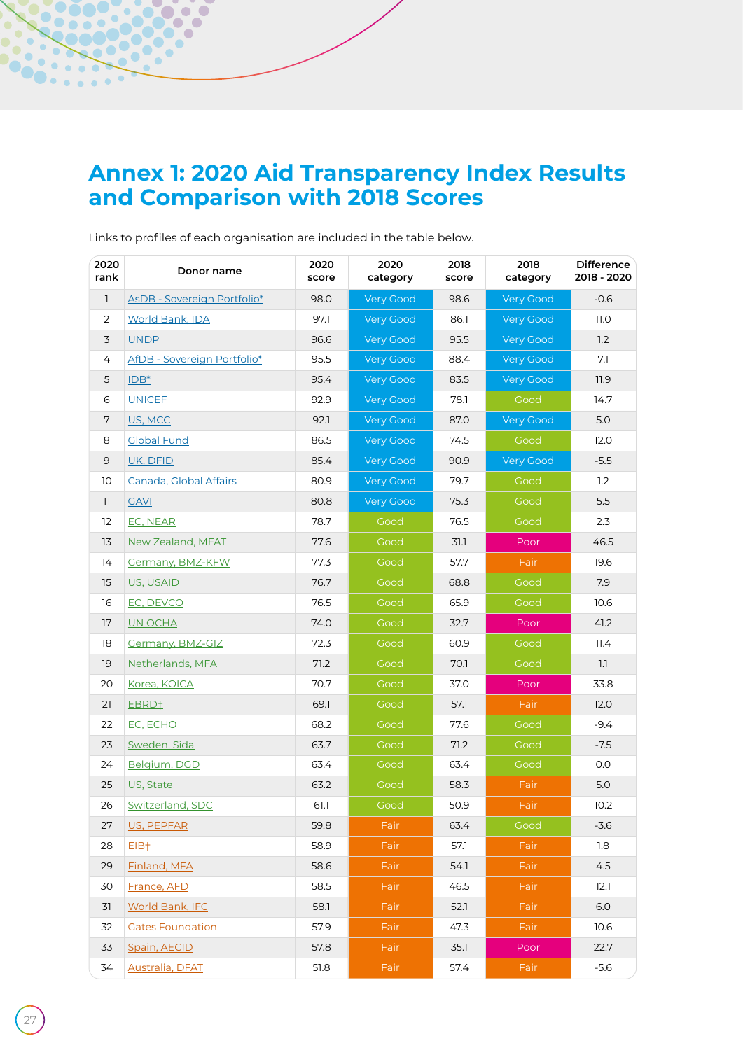# Annex 1: 2020 Aid Transparency Index Results and Comparison with 2018 Scores

Links to profiles of each organisation are included in the table below.

| 2020 rank | Donor name | 2020 score | 2020 category | 2018 score | 2018 category | Difference 2018 - 2020 |
|---|---|---|---|---|---|---|
| 1 | AsDB - Sovereign Portfolio* | 98.0 | Very Good | 98.6 | Very Good | -0.6 |
| 2 | World Bank, IDA | 97.1 | Very Good | 86.1 | Very Good | 11.0 |
| 3 | UNDP | 96.6 | Very Good | 95.5 | Very Good | 1.2 |
| 4 | AfDB - Sovereign Portfolio* | 95.5 | Very Good | 88.4 | Very Good | 7.1 |
| 5 | IDB* | 95.4 | Very Good | 83.5 | Very Good | 11.9 |
| 6 | UNICEF | 92.9 | Very Good | 78.1 | Good | 14.7 |
| 7 | US, MCC | 92.1 | Very Good | 87.0 | Very Good | 5.0 |
| 8 | Global Fund | 86.5 | Very Good | 74.5 | Good | 12.0 |
| 9 | UK, DFID | 85.4 | Very Good | 90.9 | Very Good | -5.5 |
| 10 | Canada, Global Affairs | 80.9 | Very Good | 79.7 | Good | 1.2 |
| 11 | GAVI | 80.8 | Very Good | 75.3 | Good | 5.5 |
| 12 | EC, NEAR | 78.7 | Good | 76.5 | Good | 2.3 |
| 13 | New Zealand, MFAT | 77.6 | Good | 31.1 | Poor | 46.5 |
| 14 | Germany, BMZ-KFW | 77.3 | Good | 57.7 | Fair | 19.6 |
| 15 | US, USAID | 76.7 | Good | 68.8 | Good | 7.9 |
| 16 | EC, DEVCO | 76.5 | Good | 65.9 | Good | 10.6 |
| 17 | UN OCHA | 74.0 | Good | 32.7 | Poor | 41.2 |
| 18 | Germany, BMZ-GIZ | 72.3 | Good | 60.9 | Good | 11.4 |
| 19 | Netherlands, MFA | 71.2 | Good | 70.1 | Good | 1.1 |
| 20 | Korea, KOICA | 70.7 | Good | 37.0 | Poor | 33.8 |
| 21 | EBRD† | 69.1 | Good | 57.1 | Fair | 12.0 |
| 22 | EC, ECHO | 68.2 | Good | 77.6 | Good | -9.4 |
| 23 | Sweden, Sida | 63.7 | Good | 71.2 | Good | -7.5 |
| 24 | Belgium, DGD | 63.4 | Good | 63.4 | Good | 0.0 |
| 25 | US, State | 63.2 | Good | 58.3 | Fair | 5.0 |
| 26 | Switzerland, SDC | 61.1 | Good | 50.9 | Fair | 10.2 |
| 27 | US, PEPFAR | 59.8 | Fair | 63.4 | Good | -3.6 |
| 28 | EIB† | 58.9 | Fair | 57.1 | Fair | 1.8 |
| 29 | Finland, MFA | 58.6 | Fair | 54.1 | Fair | 4.5 |
| 30 | France, AFD | 58.5 | Fair | 46.5 | Fair | 12.1 |
| 31 | World Bank, IFC | 58.1 | Fair | 52.1 | Fair | 6.0 |
| 32 | Gates Foundation | 57.9 | Fair | 47.3 | Fair | 10.6 |
| 33 | Spain, AECID | 57.8 | Fair | 35.1 | Poor | 22.7 |
| 34 | Australia, DFAT | 51.8 | Fair | 57.4 | Fair | -5.6 |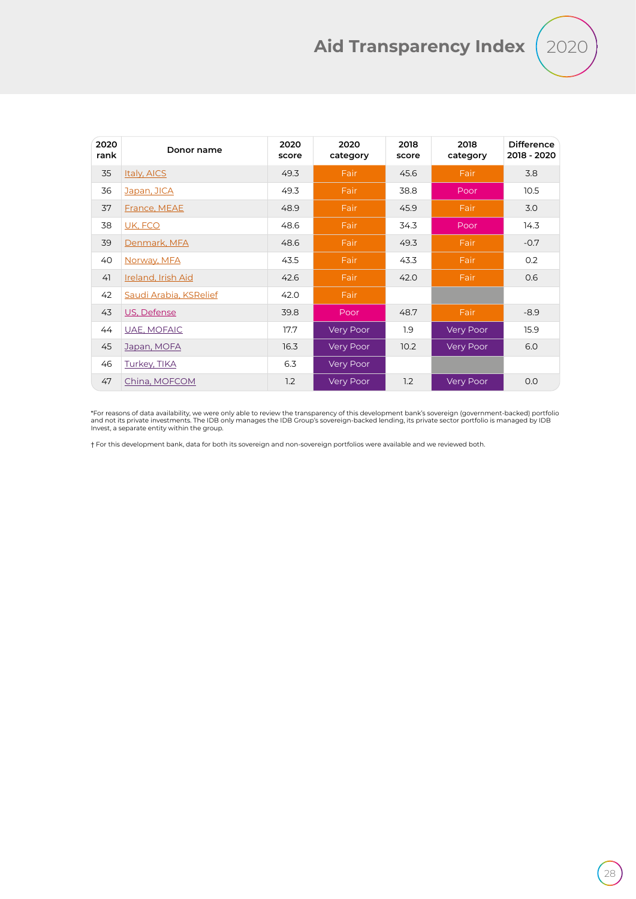| 2020 rank | Donor name | 2020 score | 2020 category | 2018 score | 2018 category | Difference 2018 - 2020 |
|---|---|---|---|---|---|---|
| 35 | Italy, AICS | 49.3 | Fair | 45.6 | Fair | 3.8 |
| 36 | Japan, JICA | 49.3 | Fair | 38.8 | Poor | 10.5 |
| 37 | France, MEAE | 48.9 | Fair | 45.9 | Fair | 3.0 |
| 38 | UK, FCO | 48.6 | Fair | 34.3 | Poor | 14.3 |
| 39 | Denmark, MFA | 48.6 | Fair | 49.3 | Fair | -0.7 |
| 40 | Norway, MFA | 43.5 | Fair | 43.3 | Fair | 0.2 |
| 41 | Ireland, Irish Aid | 42.6 | Fair | 42.0 | Fair | 0.6 |
| 42 | Saudi Arabia, KSRelief | 42.0 | Fair | | | |
| 43 | US, Defense | 39.8 | Poor | 48.7 | Fair | -8.9 |
| 44 | UAE, MOFAIC | 17.7 | Very Poor | 1.9 | Very Poor | 15.9 |
| 45 | Japan, MOFA | 16.3 | Very Poor | 10.2 | Very Poor | 6.0 |
| 46 | Turkey, TIKA | 6.3 | Very Poor | | | |
| 47 | China, MOFCOM | 1.2 | Very Poor | 1.2 | Very Poor | 0.0 |

*For reasons of data availability, we were only able to review the transparency of this development bank's sovereign (government-backed) portfolio and not its private investments. The IDB only manages the IDB Group's sovereign-backed lending, its private sector portfolio is managed by IDB Invest, a separate entity within the group.

† For this development bank, data for both its sovereign and non-sovereign portfolios were available and we reviewed both.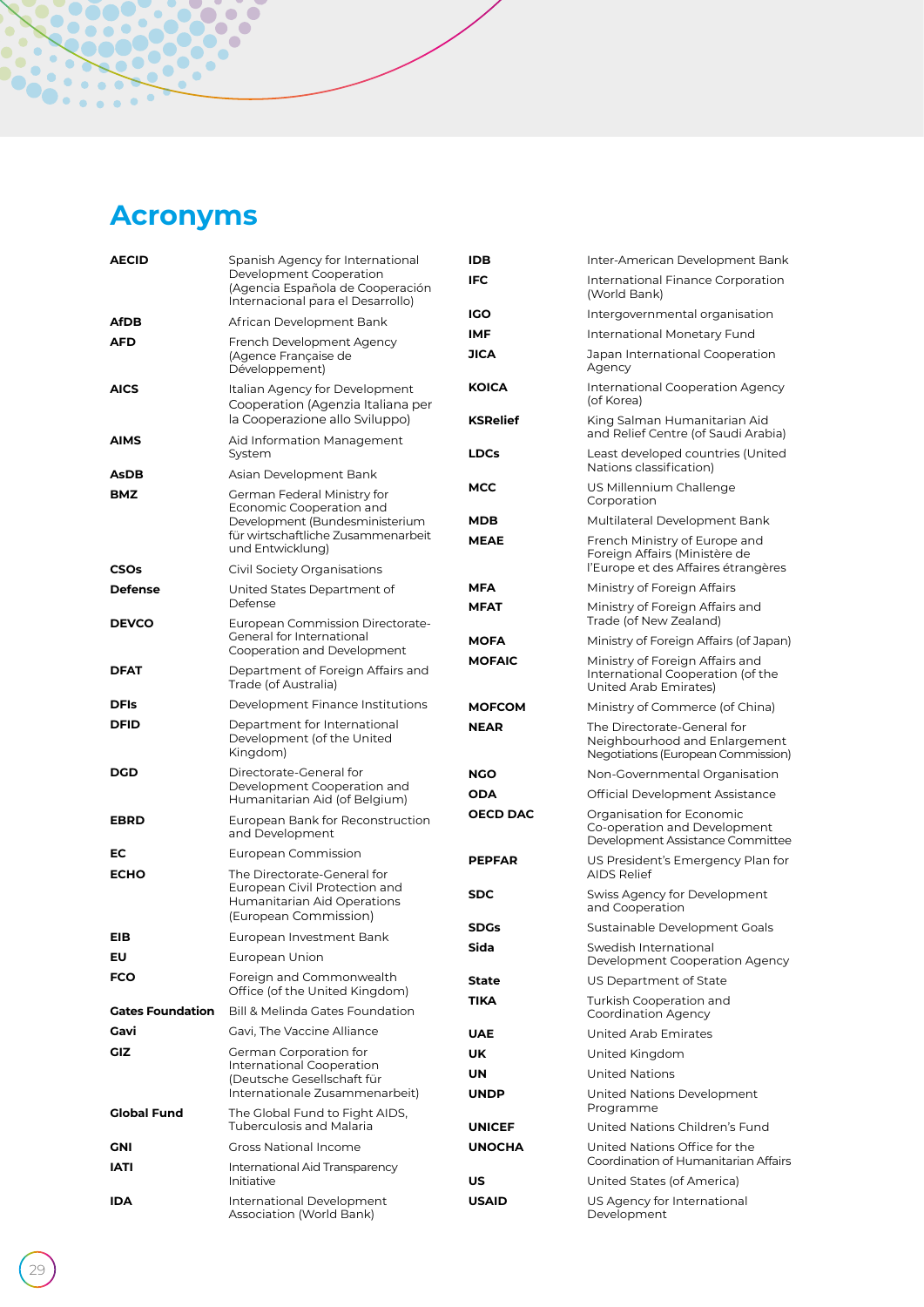# Acronyms

| | |
|---|---|
| **AECID** | Spanish Agency for International Development Cooperation (Agencia Española de Cooperación Internacional para el Desarrollo) |
| **AfDB** | African Development Bank |
| **AFD** | French Development Agency (Agence Française de Développement) |
| **AICS** | Italian Agency for Development Cooperation (Agenzia Italiana per la Cooperazione allo Sviluppo) |
| **AIMS** | Aid Information Management System |
| **AsDB** | Asian Development Bank |
| **BMZ** | German Federal Ministry for Economic Cooperation and Development (Bundesministerium für wirtschaftliche Zusammenarbeit und Entwicklung) |
| **CSOs** | Civil Society Organisations |
| **Defense** | United States Department of Defense |
| **DEVCO** | European Commission Directorate-General for International Cooperation and Development |
| **DFAT** | Department of Foreign Affairs and Trade (of Australia) |
| **DFIs** | Development Finance Institutions |
| **DFID** | Department for International Development (of the United Kingdom) |
| **DGD** | Directorate-General for Development Cooperation and Humanitarian Aid (of Belgium) |
| **EBRD** | European Bank for Reconstruction and Development |
| **EC** | European Commission |
| **ECHO** | The Directorate-General for European Civil Protection and Humanitarian Aid Operations (European Commission) |
| **EIB** | European Investment Bank |
| **EU** | European Union |
| **FCO** | Foreign and Commonwealth Office (of the United Kingdom) |
| **Gates Foundation** | Bill & Melinda Gates Foundation |
| **Gavi** | Gavi, The Vaccine Alliance |
| **GIZ** | German Corporation for International Cooperation (Deutsche Gesellschaft für Internationale Zusammenarbeit) |
| **Global Fund** | The Global Fund to Fight AIDS, Tuberculosis and Malaria |
| **GNI** | Gross National Income |
| **IATI** | International Aid Transparency Initiative |
| **IDA** | International Development Association (World Bank) |
| **IDB** | Inter-American Development Bank |
| **IFC** | International Finance Corporation (World Bank) |
| **IGO** | Intergovernmental organisation |
| **IMF** | International Monetary Fund |
| **JICA** | Japan International Cooperation Agency |
| **KOICA** | International Cooperation Agency (of Korea) |
| **KSRelief** | King Salman Humanitarian Aid and Relief Centre (of Saudi Arabia) |
| **LDCs** | Least developed countries (United Nations classification) |
| **MCC** | US Millennium Challenge Corporation |
| **MDB** | Multilateral Development Bank |
| **MEAE** | French Ministry of Europe and Foreign Affairs (Ministère de l'Europe et des Affaires étrangères |
| **MFA** | Ministry of Foreign Affairs |
| **MFAT** | Ministry of Foreign Affairs and Trade (of New Zealand) |
| **MOFA** | Ministry of Foreign Affairs (of Japan) |
| **MOFAIC** | Ministry of Foreign Affairs and International Cooperation (of the United Arab Emirates) |
| **MOFCOM** | Ministry of Commerce (of China) |
| **NEAR** | The Directorate-General for Neighbourhood and Enlargement Negotiations (European Commission) |
| **NGO** | Non-Governmental Organisation |
| **ODA** | Official Development Assistance |
| **OECD DAC** | Organisation for Economic Co-operation and Development Development Assistance Committee |
| **PEPFAR** | US President's Emergency Plan for AIDS Relief |
| **SDC** | Swiss Agency for Development and Cooperation |
| **SDGs** | Sustainable Development Goals |
| **Sida** | Swedish International Development Cooperation Agency |
| **State** | US Department of State |
| **TIKA** | Turkish Cooperation and Coordination Agency |
| **UAE** | United Arab Emirates |
| **UK** | United Kingdom |
| **UN** | United Nations |
| **UNDP** | United Nations Development Programme |
| **UNICEF** | United Nations Children's Fund |
| **UNOCHA** | United Nations Office for the Coordination of Humanitarian Affairs |
| **US** | United States (of America) |
| **USAID** | US Agency for International Development |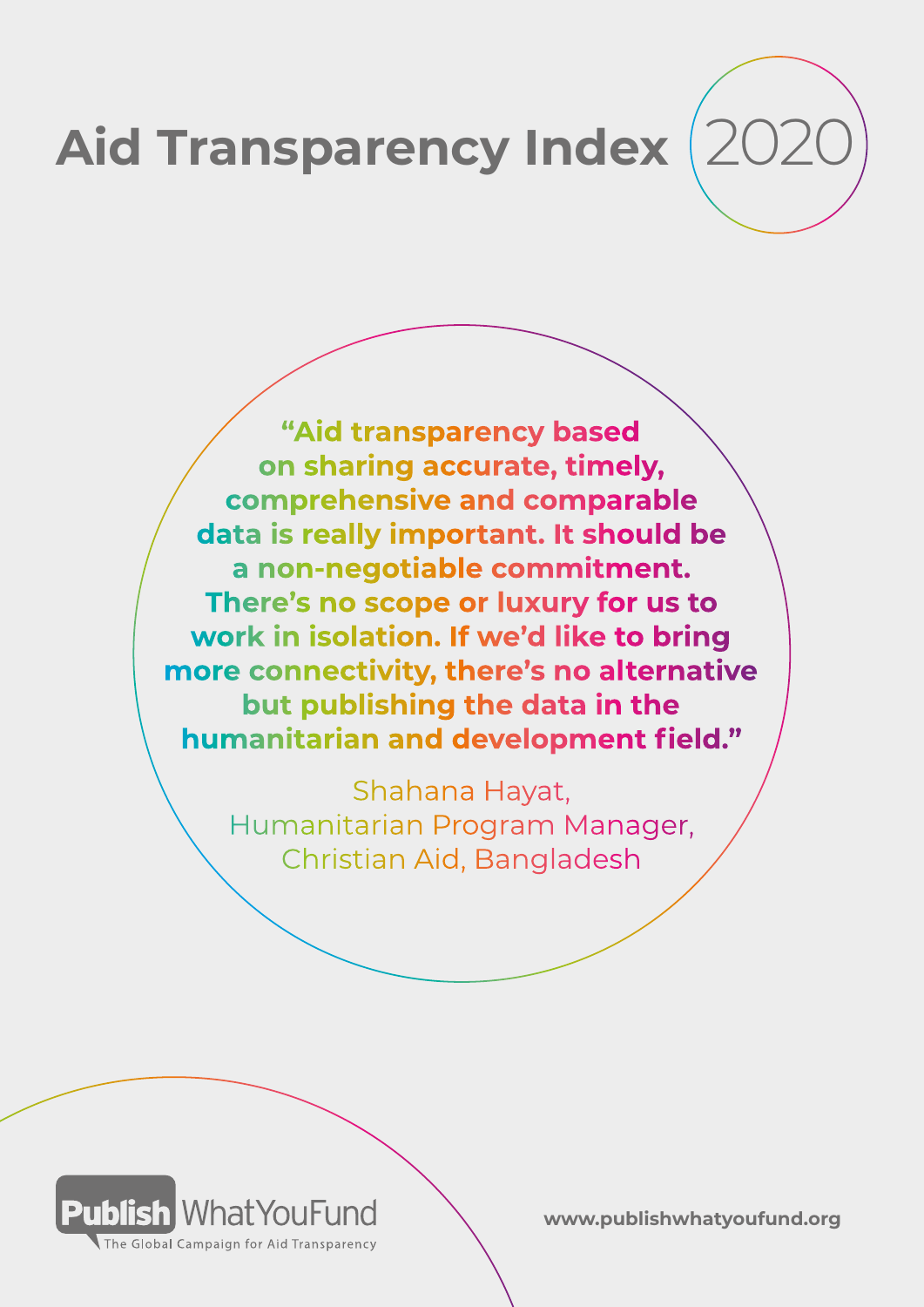# Aid Transparency Index 2020

**"Aid transparency based on sharing accurate, timely, comprehensive and comparable data is really important. It should be a non-negotiable commitment. There's no scope or luxury for us to work in isolation. If we'd like to bring more connectivity, there's no alternative but publishing the data in the humanitarian and development field."**

Shahana Hayat,
Humanitarian Program Manager,
Christian Aid, Bangladesh

Publish WhatYouFund
The Global Campaign for Aid Transparency

www.publishwhatyoufund.org